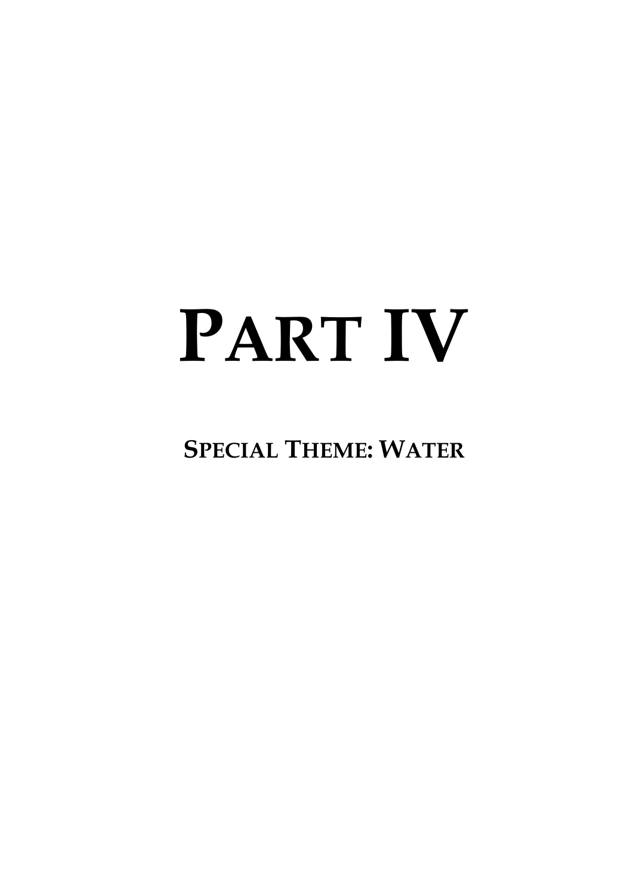# PART IV

## SPECIAL THEME: WATER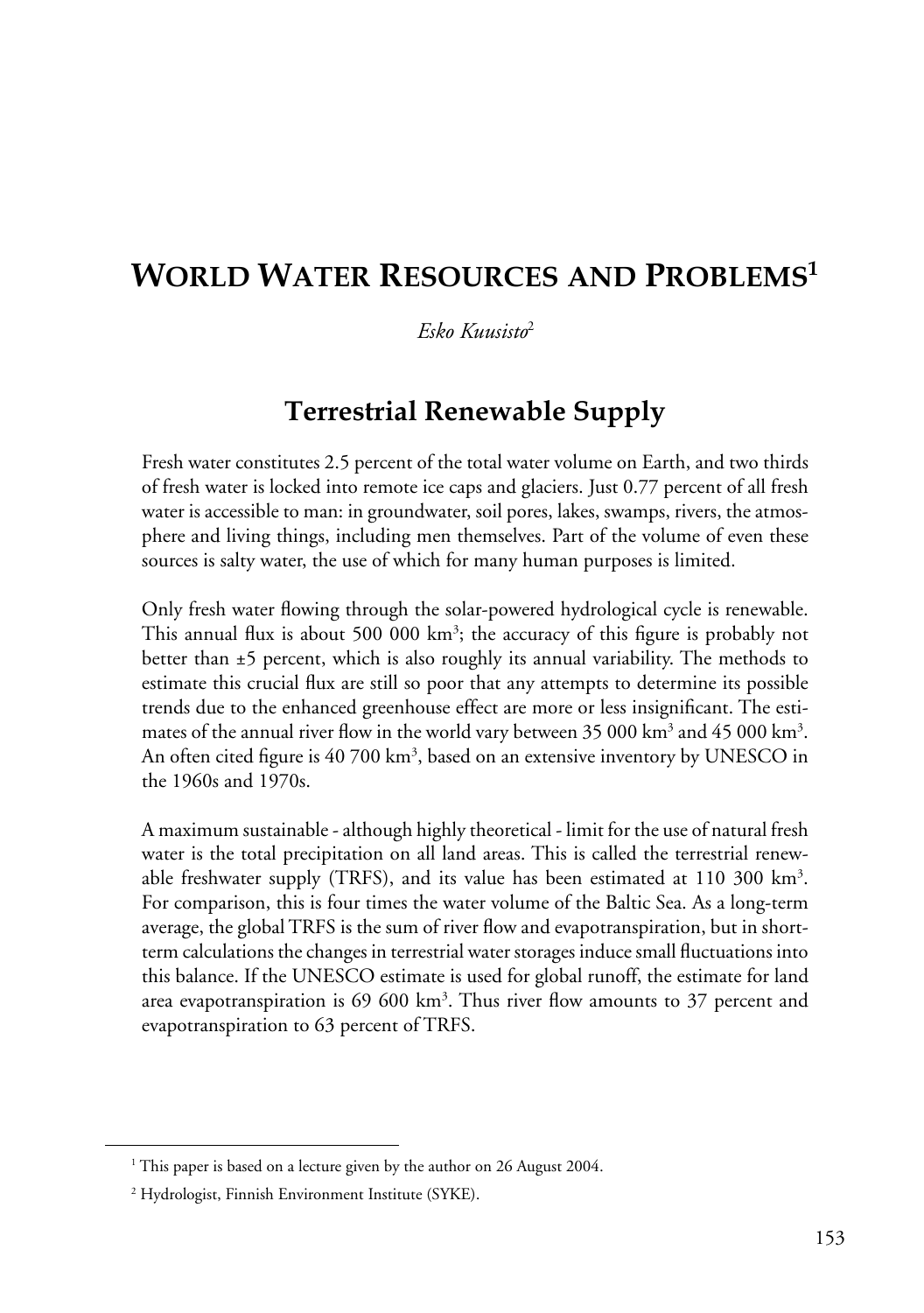# WORLD WATER RESOURCES AND PROBLEMS[1]

*Esko Kuusisto*[2]

## Terrestrial Renewable Supply

Fresh water constitutes 2.5 percent of the total water volume on Earth, and two thirds of fresh water is locked into remote ice caps and glaciers. Just 0.77 percent of all fresh water is accessible to man: in groundwater, soil pores, lakes, swamps, rivers, the atmosphere and living things, including men themselves. Part of the volume of even these sources is salty water, the use of which for many human purposes is limited.

Only fresh water flowing through the solar-powered hydrological cycle is renewable. This annual flux is about 500 000 km$^3$; the accuracy of this figure is probably not better than ±5 percent, which is also roughly its annual variability. The methods to estimate this crucial flux are still so poor that any attempts to determine its possible trends due to the enhanced greenhouse effect are more or less insignificant. The estimates of the annual river flow in the world vary between 35 000 km$^3$ and 45 000 km$^3$. An often cited figure is 40 700 km$^3$, based on an extensive inventory by UNESCO in the 1960s and 1970s.

A maximum sustainable - although highly theoretical - limit for the use of natural fresh water is the total precipitation on all land areas. This is called the terrestrial renewable freshwater supply (TRFS), and its value has been estimated at 110 300 km$^3$. For comparison, this is four times the water volume of the Baltic Sea. As a long-term average, the global TRFS is the sum of river flow and evapotranspiration, but in short-term calculations the changes in terrestrial water storages induce small fluctuations into this balance. If the UNESCO estimate is used for global runoff, the estimate for land area evapotranspiration is 69 600 km$^3$. Thus river flow amounts to 37 percent and evapotranspiration to 63 percent of TRFS.

[1] This paper is based on a lecture given by the author on 26 August 2004.

[2] Hydrologist, Finnish Environment Institute (SYKE).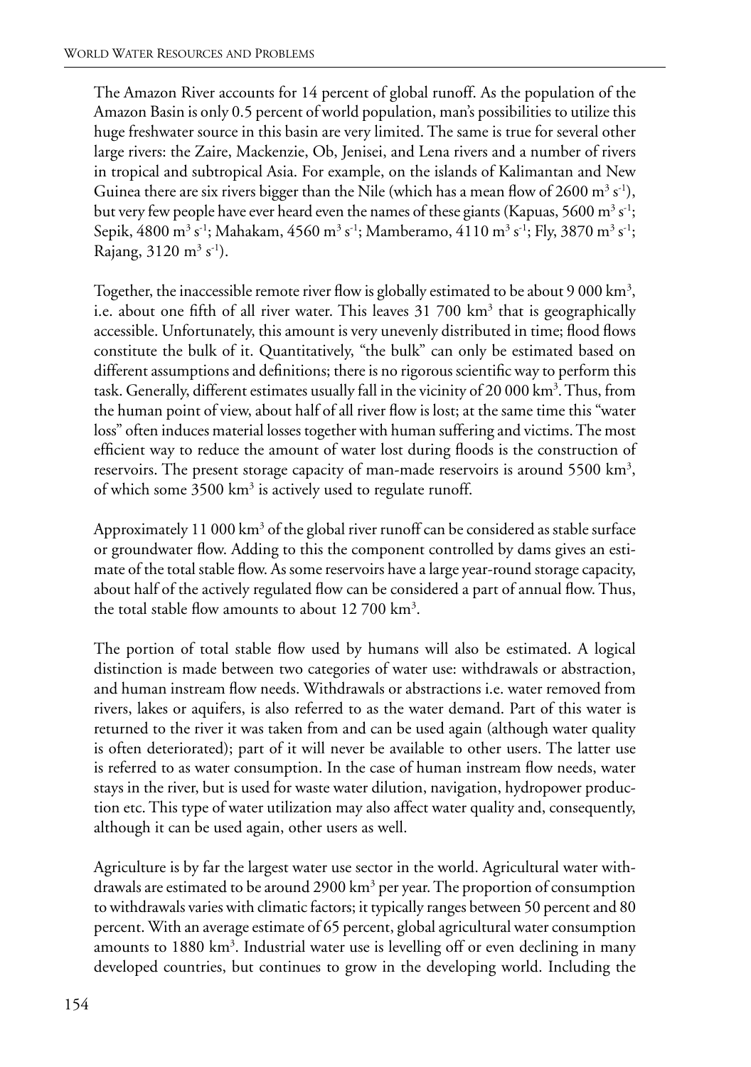The Amazon River accounts for 14 percent of global runoff. As the population of the Amazon Basin is only 0.5 percent of world population, man's possibilities to utilize this huge freshwater source in this basin are very limited. The same is true for several other large rivers: the Zaire, Mackenzie, Ob, Jenisei, and Lena rivers and a number of rivers in tropical and subtropical Asia. For example, on the islands of Kalimantan and New Guinea there are six rivers bigger than the Nile (which has a mean flow of 2600 $m^3 s^{-1}$), but very few people have ever heard even the names of these giants (Kapuas, 5600 $m^3 s^{-1}$; Sepik, 4800 $m^3 s^{-1}$; Mahakam, 4560 $m^3 s^{-1}$; Mamberamo, 4110 $m^3 s^{-1}$; Fly, 3870 $m^3 s^{-1}$; Rajang, 3120 $m^3 s^{-1}$).

Together, the inaccessible remote river flow is globally estimated to be about 9 000 $km^3$, i.e. about one fifth of all river water. This leaves 31 700 $km^3$ that is geographically accessible. Unfortunately, this amount is very unevenly distributed in time; flood flows constitute the bulk of it. Quantitatively, "the bulk" can only be estimated based on different assumptions and definitions; there is no rigorous scientific way to perform this task. Generally, different estimates usually fall in the vicinity of 20 000 $km^3$. Thus, from the human point of view, about half of all river flow is lost; at the same time this "water loss" often induces material losses together with human suffering and victims. The most efficient way to reduce the amount of water lost during floods is the construction of reservoirs. The present storage capacity of man-made reservoirs is around 5500 $km^3$, of which some 3500 $km^3$ is actively used to regulate runoff.

Approximately 11 000 $km^3$ of the global river runoff can be considered as stable surface or groundwater flow. Adding to this the component controlled by dams gives an estimate of the total stable flow. As some reservoirs have a large year-round storage capacity, about half of the actively regulated flow can be considered a part of annual flow. Thus, the total stable flow amounts to about 12 700 $km^3$.

The portion of total stable flow used by humans will also be estimated. A logical distinction is made between two categories of water use: withdrawals or abstraction, and human instream flow needs. Withdrawals or abstractions i.e. water removed from rivers, lakes or aquifers, is also referred to as the water demand. Part of this water is returned to the river it was taken from and can be used again (although water quality is often deteriorated); part of it will never be available to other users. The latter use is referred to as water consumption. In the case of human instream flow needs, water stays in the river, but is used for waste water dilution, navigation, hydropower production etc. This type of water utilization may also affect water quality and, consequently, although it can be used again, other users as well.

Agriculture is by far the largest water use sector in the world. Agricultural water withdrawals are estimated to be around 2900 $km^3$ per year. The proportion of consumption to withdrawals varies with climatic factors; it typically ranges between 50 percent and 80 percent. With an average estimate of 65 percent, global agricultural water consumption amounts to 1880 $km^3$. Industrial water use is levelling off or even declining in many developed countries, but continues to grow in the developing world. Including the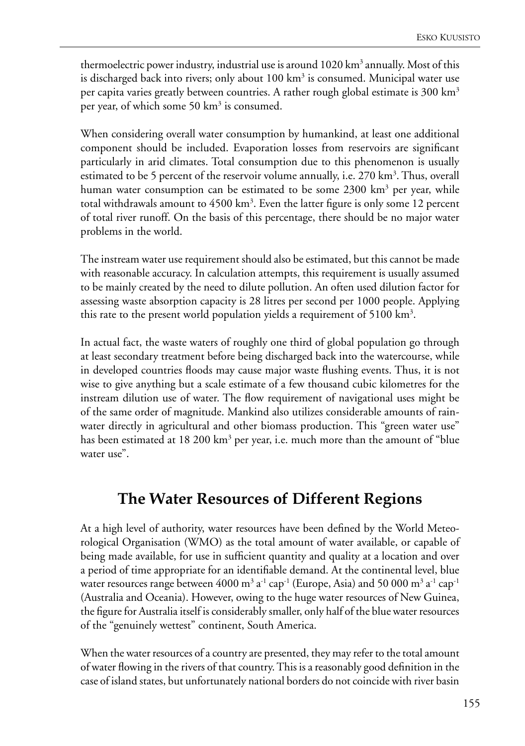thermoelectric power industry, industrial use is around 1020 km$^3$ annually. Most of this is discharged back into rivers; only about 100 km$^3$ is consumed. Municipal water use per capita varies greatly between countries. A rather rough global estimate is 300 km$^3$ per year, of which some 50 km$^3$ is consumed.

When considering overall water consumption by humankind, at least one additional component should be included. Evaporation losses from reservoirs are significant particularly in arid climates. Total consumption due to this phenomenon is usually estimated to be 5 percent of the reservoir volume annually, i.e. 270 km$^3$. Thus, overall human water consumption can be estimated to be some 2300 km$^3$ per year, while total withdrawals amount to 4500 km$^3$. Even the latter figure is only some 12 percent of total river runoff. On the basis of this percentage, there should be no major water problems in the world.

The instream water use requirement should also be estimated, but this cannot be made with reasonable accuracy. In calculation attempts, this requirement is usually assumed to be mainly created by the need to dilute pollution. An often used dilution factor for assessing waste absorption capacity is 28 litres per second per 1000 people. Applying this rate to the present world population yields a requirement of 5100 km$^3$.

In actual fact, the waste waters of roughly one third of global population go through at least secondary treatment before being discharged back into the watercourse, while in developed countries floods may cause major waste flushing events. Thus, it is not wise to give anything but a scale estimate of a few thousand cubic kilometres for the instream dilution use of water. The flow requirement of navigational uses might be of the same order of magnitude. Mankind also utilizes considerable amounts of rain-water directly in agricultural and other biomass production. This "green water use" has been estimated at 18 200 km$^3$ per year, i.e. much more than the amount of "blue water use".

## The Water Resources of Different Regions

At a high level of authority, water resources have been defined by the World Meteorological Organisation (WMO) as the total amount of water available, or capable of being made available, for use in sufficient quantity and quality at a location and over a period of time appropriate for an identifiable demand. At the continental level, blue water resources range between 4000 m$^3$ a$^{-1}$ cap$^{-1}$ (Europe, Asia) and 50 000 m$^3$ a$^{-1}$ cap$^{-1}$ (Australia and Oceania). However, owing to the huge water resources of New Guinea, the figure for Australia itself is considerably smaller, only half of the blue water resources of the "genuinely wettest" continent, South America.

When the water resources of a country are presented, they may refer to the total amount of water flowing in the rivers of that country. This is a reasonably good definition in the case of island states, but unfortunately national borders do not coincide with river basin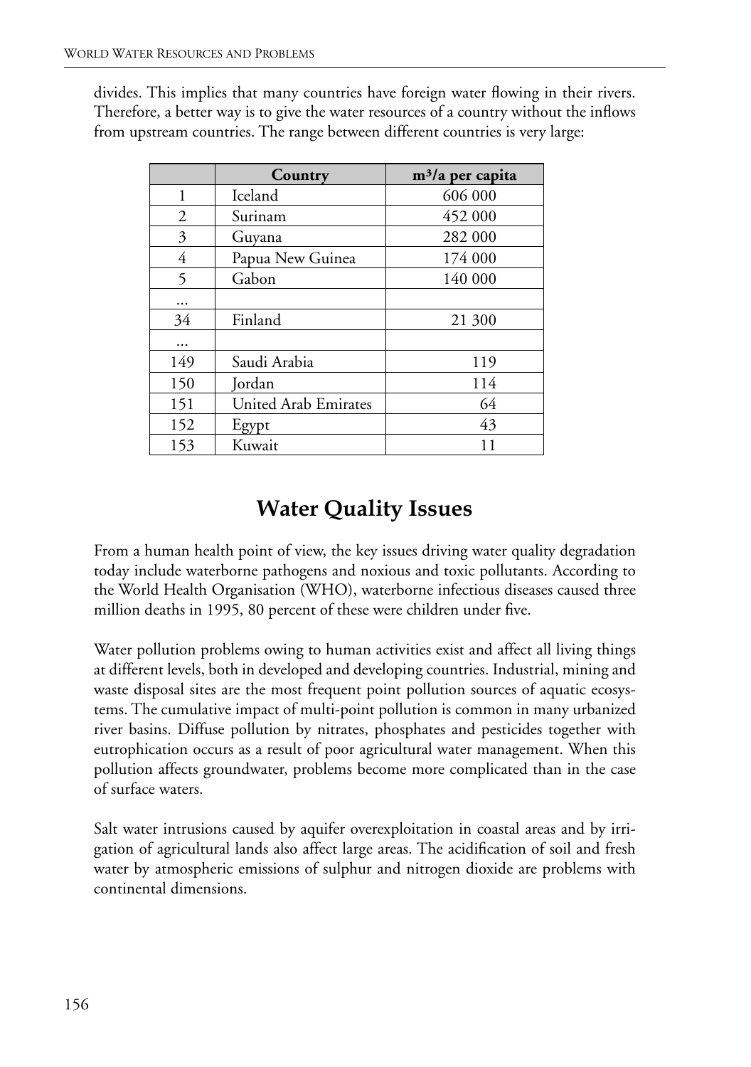divides. This implies that many countries have foreign water flowing in their rivers. Therefore, a better way is to give the water resources of a country without the inflows from upstream countries. The range between different countries is very large:

| | Country | $m^3/a$ per capita |
|---|---|---|
| 1 | Iceland | 606 000 |
| 2 | Surinam | 452 000 |
| 3 | Guyana | 282 000 |
| 4 | Papua New Guinea | 174 000 |
| 5 | Gabon | 140 000 |
| ... | | |
| 34 | Finland | 21 300 |
| ... | | |
| 149 | Saudi Arabia | 119 |
| 150 | Jordan | 114 |
| 151 | United Arab Emirates | 64 |
| 152 | Egypt | 43 |
| 153 | Kuwait | 11 |

## Water Quality Issues

From a human health point of view, the key issues driving water quality degradation today include waterborne pathogens and noxious and toxic pollutants. According to the World Health Organisation (WHO), waterborne infectious diseases caused three million deaths in 1995, 80 percent of these were children under five.

Water pollution problems owing to human activities exist and affect all living things at different levels, both in developed and developing countries. Industrial, mining and waste disposal sites are the most frequent point pollution sources of aquatic ecosystems. The cumulative impact of multi-point pollution is common in many urbanized river basins. Diffuse pollution by nitrates, phosphates and pesticides together with eutrophication occurs as a result of poor agricultural water management. When this pollution affects groundwater, problems become more complicated than in the case of surface waters.

Salt water intrusions caused by aquifer overexploitation in coastal areas and by irrigation of agricultural lands also affect large areas. The acidification of soil and fresh water by atmospheric emissions of sulphur and nitrogen dioxide are problems with continental dimensions.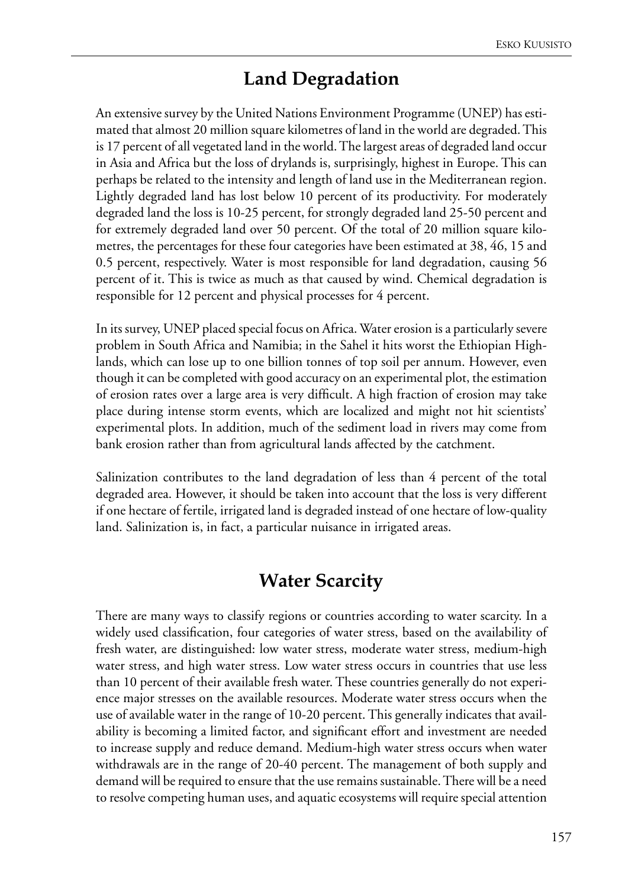## Land Degradation

An extensive survey by the United Nations Environment Programme (UNEP) has estimated that almost 20 million square kilometres of land in the world are degraded. This is 17 percent of all vegetated land in the world. The largest areas of degraded land occur in Asia and Africa but the loss of drylands is, surprisingly, highest in Europe. This can perhaps be related to the intensity and length of land use in the Mediterranean region. Lightly degraded land has lost below 10 percent of its productivity. For moderately degraded land the loss is 10-25 percent, for strongly degraded land 25-50 percent and for extremely degraded land over 50 percent. Of the total of 20 million square kilometres, the percentages for these four categories have been estimated at 38, 46, 15 and 0.5 percent, respectively. Water is most responsible for land degradation, causing 56 percent of it. This is twice as much as that caused by wind. Chemical degradation is responsible for 12 percent and physical processes for 4 percent.

In its survey, UNEP placed special focus on Africa. Water erosion is a particularly severe problem in South Africa and Namibia; in the Sahel it hits worst the Ethiopian Highlands, which can lose up to one billion tonnes of top soil per annum. However, even though it can be completed with good accuracy on an experimental plot, the estimation of erosion rates over a large area is very difficult. A high fraction of erosion may take place during intense storm events, which are localized and might not hit scientists' experimental plots. In addition, much of the sediment load in rivers may come from bank erosion rather than from agricultural lands affected by the catchment.

Salinization contributes to the land degradation of less than 4 percent of the total degraded area. However, it should be taken into account that the loss is very different if one hectare of fertile, irrigated land is degraded instead of one hectare of low-quality land. Salinization is, in fact, a particular nuisance in irrigated areas.

## Water Scarcity

There are many ways to classify regions or countries according to water scarcity. In a widely used classification, four categories of water stress, based on the availability of fresh water, are distinguished: low water stress, moderate water stress, medium-high water stress, and high water stress. Low water stress occurs in countries that use less than 10 percent of their available fresh water. These countries generally do not experience major stresses on the available resources. Moderate water stress occurs when the use of available water in the range of 10-20 percent. This generally indicates that availability is becoming a limited factor, and significant effort and investment are needed to increase supply and reduce demand. Medium-high water stress occurs when water withdrawals are in the range of 20-40 percent. The management of both supply and demand will be required to ensure that the use remains sustainable. There will be a need to resolve competing human uses, and aquatic ecosystems will require special attention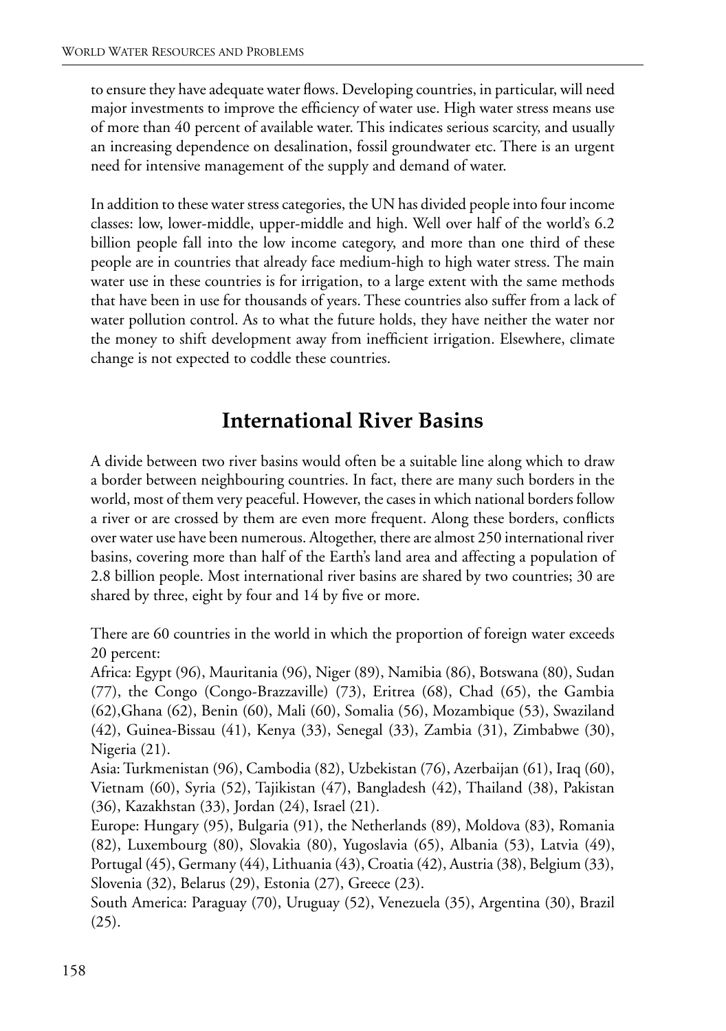to ensure they have adequate water flows. Developing countries, in particular, will need major investments to improve the efficiency of water use. High water stress means use of more than 40 percent of available water. This indicates serious scarcity, and usually an increasing dependence on desalination, fossil groundwater etc. There is an urgent need for intensive management of the supply and demand of water.

In addition to these water stress categories, the UN has divided people into four income classes: low, lower-middle, upper-middle and high. Well over half of the world's 6.2 billion people fall into the low income category, and more than one third of these people are in countries that already face medium-high to high water stress. The main water use in these countries is for irrigation, to a large extent with the same methods that have been in use for thousands of years. These countries also suffer from a lack of water pollution control. As to what the future holds, they have neither the water nor the money to shift development away from inefficient irrigation. Elsewhere, climate change is not expected to coddle these countries.

## International River Basins

A divide between two river basins would often be a suitable line along which to draw a border between neighbouring countries. In fact, there are many such borders in the world, most of them very peaceful. However, the cases in which national borders follow a river or are crossed by them are even more frequent. Along these borders, conflicts over water use have been numerous. Altogether, there are almost 250 international river basins, covering more than half of the Earth's land area and affecting a population of 2.8 billion people. Most international river basins are shared by two countries; 30 are shared by three, eight by four and 14 by five or more.

There are 60 countries in the world in which the proportion of foreign water exceeds 20 percent:

Africa: Egypt (96), Mauritania (96), Niger (89), Namibia (86), Botswana (80), Sudan (77), the Congo (Congo-Brazzaville) (73), Eritrea (68), Chad (65), the Gambia (62),Ghana (62), Benin (60), Mali (60), Somalia (56), Mozambique (53), Swaziland (42), Guinea-Bissau (41), Kenya (33), Senegal (33), Zambia (31), Zimbabwe (30), Nigeria (21).

Asia: Turkmenistan (96), Cambodia (82), Uzbekistan (76), Azerbaijan (61), Iraq (60), Vietnam (60), Syria (52), Tajikistan (47), Bangladesh (42), Thailand (38), Pakistan (36), Kazakhstan (33), Jordan (24), Israel (21).

Europe: Hungary (95), Bulgaria (91), the Netherlands (89), Moldova (83), Romania (82), Luxembourg (80), Slovakia (80), Yugoslavia (65), Albania (53), Latvia (49), Portugal (45), Germany (44), Lithuania (43), Croatia (42), Austria (38), Belgium (33), Slovenia (32), Belarus (29), Estonia (27), Greece (23).

South America: Paraguay (70), Uruguay (52), Venezuela (35), Argentina (30), Brazil (25).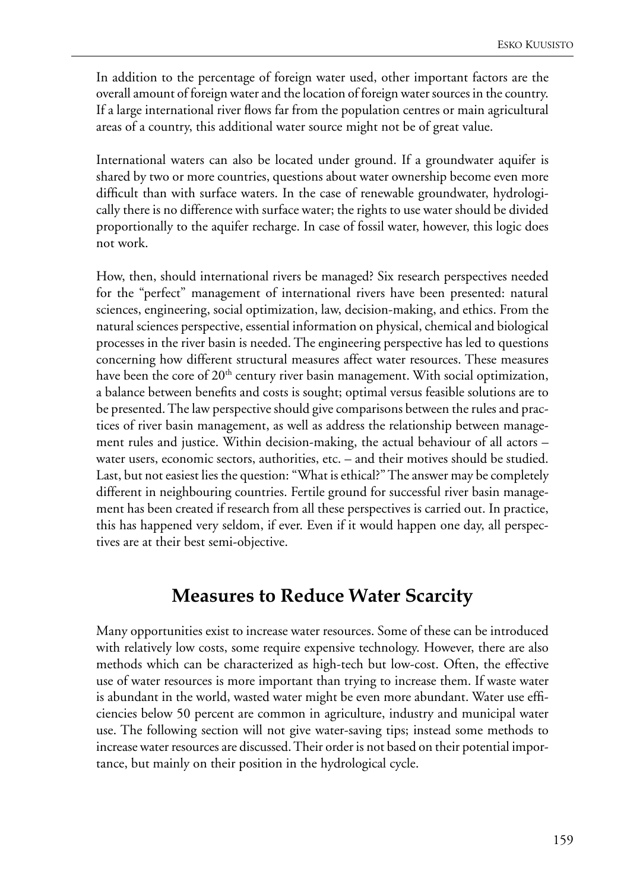In addition to the percentage of foreign water used, other important factors are the overall amount of foreign water and the location of foreign water sources in the country. If a large international river flows far from the population centres or main agricultural areas of a country, this additional water source might not be of great value.

International waters can also be located under ground. If a groundwater aquifer is shared by two or more countries, questions about water ownership become even more difficult than with surface waters. In the case of renewable groundwater, hydrologically there is no difference with surface water; the rights to use water should be divided proportionally to the aquifer recharge. In case of fossil water, however, this logic does not work.

How, then, should international rivers be managed? Six research perspectives needed for the "perfect" management of international rivers have been presented: natural sciences, engineering, social optimization, law, decision-making, and ethics. From the natural sciences perspective, essential information on physical, chemical and biological processes in the river basin is needed. The engineering perspective has led to questions concerning how different structural measures affect water resources. These measures have been the core of 20$^{th}$ century river basin management. With social optimization, a balance between benefits and costs is sought; optimal versus feasible solutions are to be presented. The law perspective should give comparisons between the rules and practices of river basin management, as well as address the relationship between management rules and justice. Within decision-making, the actual behaviour of all actors – water users, economic sectors, authorities, etc. – and their motives should be studied. Last, but not easiest lies the question: "What is ethical?" The answer may be completely different in neighbouring countries. Fertile ground for successful river basin management has been created if research from all these perspectives is carried out. In practice, this has happened very seldom, if ever. Even if it would happen one day, all perspectives are at their best semi-objective.

## Measures to Reduce Water Scarcity

Many opportunities exist to increase water resources. Some of these can be introduced with relatively low costs, some require expensive technology. However, there are also methods which can be characterized as high-tech but low-cost. Often, the effective use of water resources is more important than trying to increase them. If waste water is abundant in the world, wasted water might be even more abundant. Water use efficiencies below 50 percent are common in agriculture, industry and municipal water use. The following section will not give water-saving tips; instead some methods to increase water resources are discussed. Their order is not based on their potential importance, but mainly on their position in the hydrological cycle.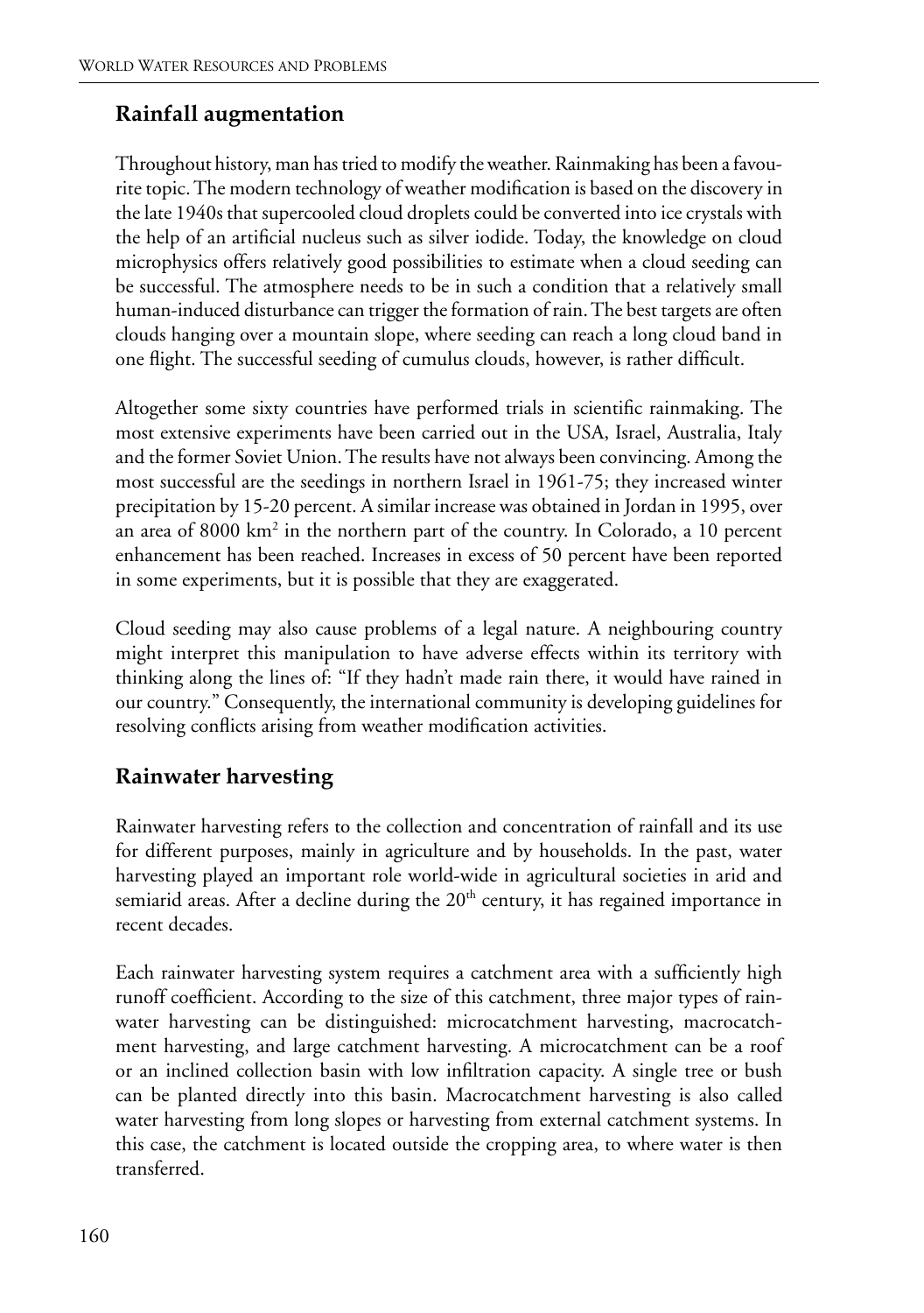## Rainfall augmentation

Throughout history, man has tried to modify the weather. Rainmaking has been a favourite topic. The modern technology of weather modification is based on the discovery in the late 1940s that supercooled cloud droplets could be converted into ice crystals with the help of an artificial nucleus such as silver iodide. Today, the knowledge on cloud microphysics offers relatively good possibilities to estimate when a cloud seeding can be successful. The atmosphere needs to be in such a condition that a relatively small human-induced disturbance can trigger the formation of rain. The best targets are often clouds hanging over a mountain slope, where seeding can reach a long cloud band in one flight. The successful seeding of cumulus clouds, however, is rather difficult.

Altogether some sixty countries have performed trials in scientific rainmaking. The most extensive experiments have been carried out in the USA, Israel, Australia, Italy and the former Soviet Union. The results have not always been convincing. Among the most successful are the seedings in northern Israel in 1961-75; they increased winter precipitation by 15-20 percent. A similar increase was obtained in Jordan in 1995, over an area of 8000 $km^2$ in the northern part of the country. In Colorado, a 10 percent enhancement has been reached. Increases in excess of 50 percent have been reported in some experiments, but it is possible that they are exaggerated.

Cloud seeding may also cause problems of a legal nature. A neighbouring country might interpret this manipulation to have adverse effects within its territory with thinking along the lines of: "If they hadn't made rain there, it would have rained in our country." Consequently, the international community is developing guidelines for resolving conflicts arising from weather modification activities.

## Rainwater harvesting

Rainwater harvesting refers to the collection and concentration of rainfall and its use for different purposes, mainly in agriculture and by households. In the past, water harvesting played an important role world-wide in agricultural societies in arid and semiarid areas. After a decline during the 20th century, it has regained importance in recent decades.

Each rainwater harvesting system requires a catchment area with a sufficiently high runoff coefficient. According to the size of this catchment, three major types of rainwater harvesting can be distinguished: microcatchment harvesting, macrocatchment harvesting, and large catchment harvesting. A microcatchment can be a roof or an inclined collection basin with low infiltration capacity. A single tree or bush can be planted directly into this basin. Macrocatchment harvesting is also called water harvesting from long slopes or harvesting from external catchment systems. In this case, the catchment is located outside the cropping area, to where water is then transferred.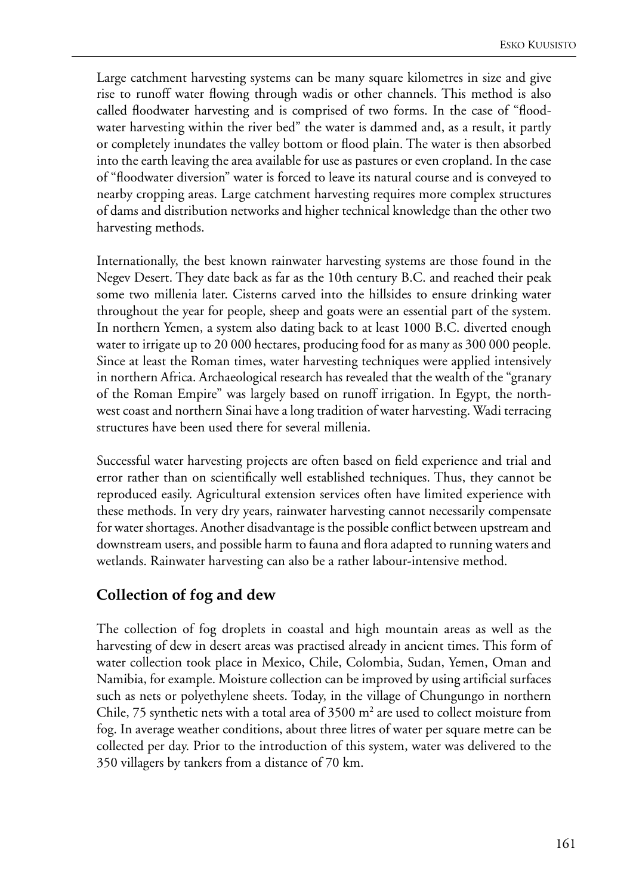Large catchment harvesting systems can be many square kilometres in size and give rise to runoff water flowing through wadis or other channels. This method is also called floodwater harvesting and is comprised of two forms. In the case of "flood-water harvesting within the river bed" the water is dammed and, as a result, it partly or completely inundates the valley bottom or flood plain. The water is then absorbed into the earth leaving the area available for use as pastures or even cropland. In the case of "floodwater diversion" water is forced to leave its natural course and is conveyed to nearby cropping areas. Large catchment harvesting requires more complex structures of dams and distribution networks and higher technical knowledge than the other two harvesting methods.

Internationally, the best known rainwater harvesting systems are those found in the Negev Desert. They date back as far as the 10th century B.C. and reached their peak some two millenia later. Cisterns carved into the hillsides to ensure drinking water throughout the year for people, sheep and goats were an essential part of the system. In northern Yemen, a system also dating back to at least 1000 B.C. diverted enough water to irrigate up to 20 000 hectares, producing food for as many as 300 000 people. Since at least the Roman times, water harvesting techniques were applied intensively in northern Africa. Archaeological research has revealed that the wealth of the "granary of the Roman Empire" was largely based on runoff irrigation. In Egypt, the north-west coast and northern Sinai have a long tradition of water harvesting. Wadi terracing structures have been used there for several millenia.

Successful water harvesting projects are often based on field experience and trial and error rather than on scientifically well established techniques. Thus, they cannot be reproduced easily. Agricultural extension services often have limited experience with these methods. In very dry years, rainwater harvesting cannot necessarily compensate for water shortages. Another disadvantage is the possible conflict between upstream and downstream users, and possible harm to fauna and flora adapted to running waters and wetlands. Rainwater harvesting can also be a rather labour-intensive method.

## Collection of fog and dew

The collection of fog droplets in coastal and high mountain areas as well as the harvesting of dew in desert areas was practised already in ancient times. This form of water collection took place in Mexico, Chile, Colombia, Sudan, Yemen, Oman and Namibia, for example. Moisture collection can be improved by using artificial surfaces such as nets or polyethylene sheets. Today, in the village of Chungungo in northern Chile, 75 synthetic nets with a total area of 3500 $m^2$ are used to collect moisture from fog. In average weather conditions, about three litres of water per square metre can be collected per day. Prior to the introduction of this system, water was delivered to the 350 villagers by tankers from a distance of 70 km.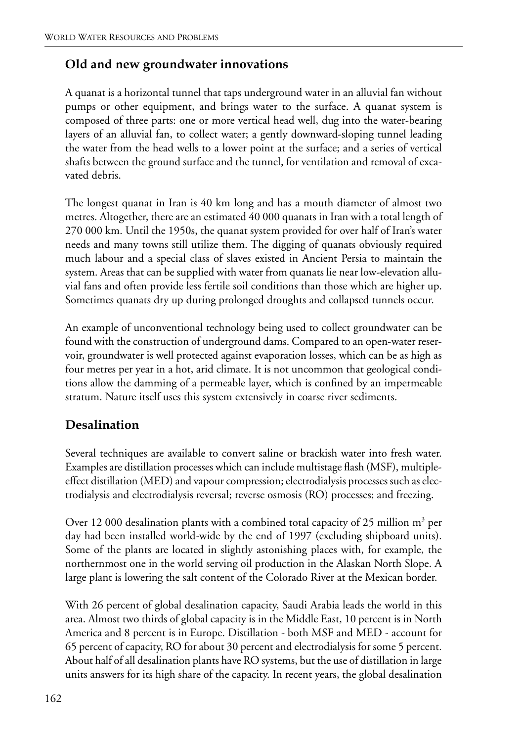## Old and new groundwater innovations

A quanat is a horizontal tunnel that taps underground water in an alluvial fan without pumps or other equipment, and brings water to the surface. A quanat system is composed of three parts: one or more vertical head well, dug into the water-bearing layers of an alluvial fan, to collect water; a gently downward-sloping tunnel leading the water from the head wells to a lower point at the surface; and a series of vertical shafts between the ground surface and the tunnel, for ventilation and removal of excavated debris.

The longest quanat in Iran is 40 km long and has a mouth diameter of almost two metres. Altogether, there are an estimated 40 000 quanats in Iran with a total length of 270 000 km. Until the 1950s, the quanat system provided for over half of Iran's water needs and many towns still utilize them. The digging of quanats obviously required much labour and a special class of slaves existed in Ancient Persia to maintain the system. Areas that can be supplied with water from quanats lie near low-elevation alluvial fans and often provide less fertile soil conditions than those which are higher up. Sometimes quanats dry up during prolonged droughts and collapsed tunnels occur.

An example of unconventional technology being used to collect groundwater can be found with the construction of underground dams. Compared to an open-water reservoir, groundwater is well protected against evaporation losses, which can be as high as four metres per year in a hot, arid climate. It is not uncommon that geological conditions allow the damming of a permeable layer, which is confined by an impermeable stratum. Nature itself uses this system extensively in coarse river sediments.

## Desalination

Several techniques are available to convert saline or brackish water into fresh water. Examples are distillation processes which can include multistage flash (MSF), multiple-effect distillation (MED) and vapour compression; electrodialysis processes such as electrodialysis and electrodialysis reversal; reverse osmosis (RO) processes; and freezing.

Over 12 000 desalination plants with a combined total capacity of 25 million $m^3$ per day had been installed world-wide by the end of 1997 (excluding shipboard units). Some of the plants are located in slightly astonishing places with, for example, the northernmost one in the world serving oil production in the Alaskan North Slope. A large plant is lowering the salt content of the Colorado River at the Mexican border.

With 26 percent of global desalination capacity, Saudi Arabia leads the world in this area. Almost two thirds of global capacity is in the Middle East, 10 percent is in North America and 8 percent is in Europe. Distillation - both MSF and MED - account for 65 percent of capacity, RO for about 30 percent and electrodialysis for some 5 percent. About half of all desalination plants have RO systems, but the use of distillation in large units answers for its high share of the capacity. In recent years, the global desalination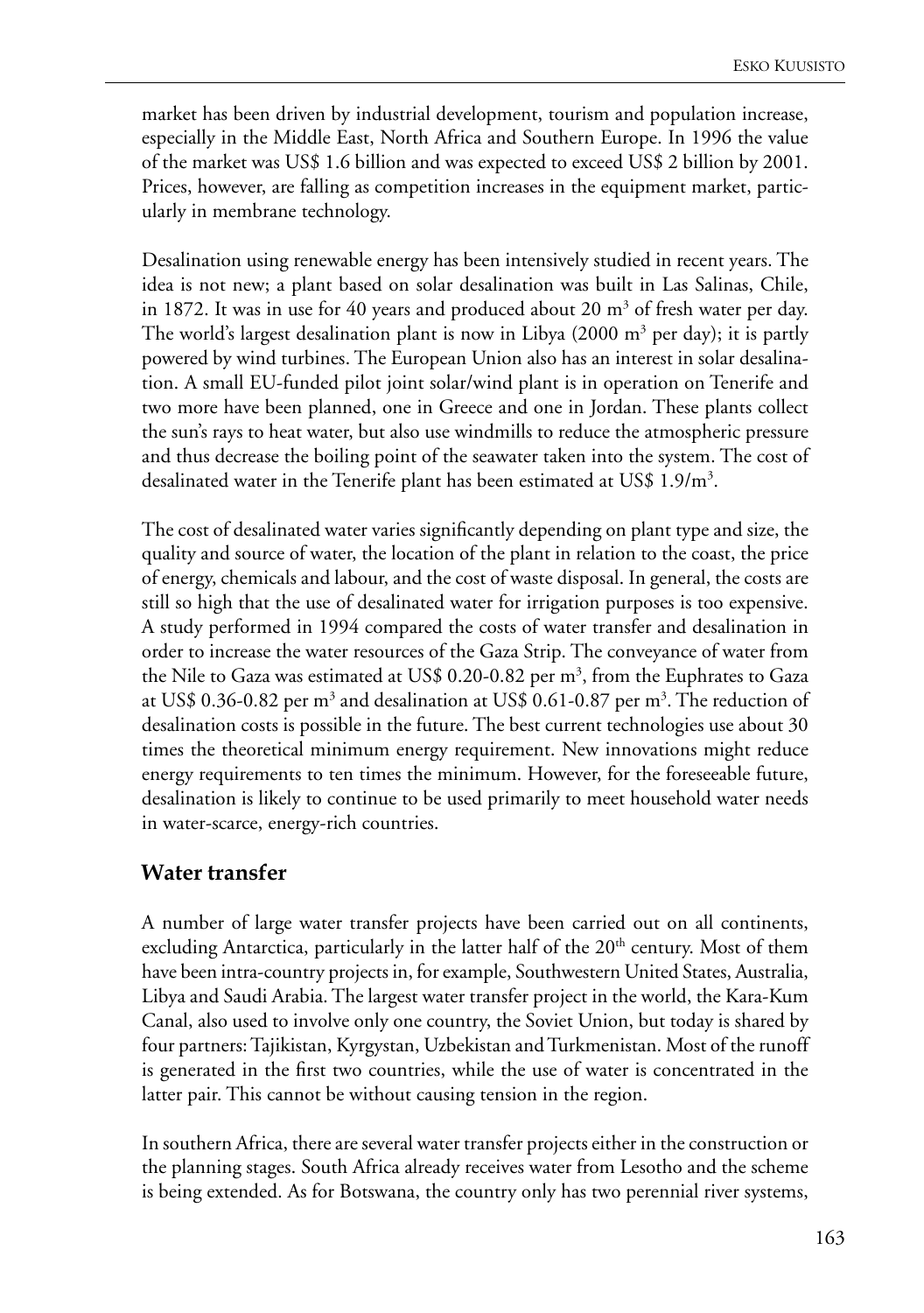market has been driven by industrial development, tourism and population increase, especially in the Middle East, North Africa and Southern Europe. In 1996 the value of the market was US$ 1.6 billion and was expected to exceed US$ 2 billion by 2001. Prices, however, are falling as competition increases in the equipment market, particularly in membrane technology.

Desalination using renewable energy has been intensively studied in recent years. The idea is not new; a plant based on solar desalination was built in Las Salinas, Chile, in 1872. It was in use for 40 years and produced about 20 $m^3$ of fresh water per day. The world's largest desalination plant is now in Libya (2000 $m^3$ per day); it is partly powered by wind turbines. The European Union also has an interest in solar desalination. A small EU-funded pilot joint solar/wind plant is in operation on Tenerife and two more have been planned, one in Greece and one in Jordan. These plants collect the sun's rays to heat water, but also use windmills to reduce the atmospheric pressure and thus decrease the boiling point of the seawater taken into the system. The cost of desalinated water in the Tenerife plant has been estimated at US$ 1.9/$m^3$.

The cost of desalinated water varies significantly depending on plant type and size, the quality and source of water, the location of the plant in relation to the coast, the price of energy, chemicals and labour, and the cost of waste disposal. In general, the costs are still so high that the use of desalinated water for irrigation purposes is too expensive. A study performed in 1994 compared the costs of water transfer and desalination in order to increase the water resources of the Gaza Strip. The conveyance of water from the Nile to Gaza was estimated at US$ 0.20-0.82 per $m^3$, from the Euphrates to Gaza at US$ 0.36-0.82 per $m^3$ and desalination at US$ 0.61-0.87 per $m^3$. The reduction of desalination costs is possible in the future. The best current technologies use about 30 times the theoretical minimum energy requirement. New innovations might reduce energy requirements to ten times the minimum. However, for the foreseeable future, desalination is likely to continue to be used primarily to meet household water needs in water-scarce, energy-rich countries.

## Water transfer

A number of large water transfer projects have been carried out on all continents, excluding Antarctica, particularly in the latter half of the 20th century. Most of them have been intra-country projects in, for example, Southwestern United States, Australia, Libya and Saudi Arabia. The largest water transfer project in the world, the Kara-Kum Canal, also used to involve only one country, the Soviet Union, but today is shared by four partners: Tajikistan, Kyrgystan, Uzbekistan and Turkmenistan. Most of the runoff is generated in the first two countries, while the use of water is concentrated in the latter pair. This cannot be without causing tension in the region.

In southern Africa, there are several water transfer projects either in the construction or the planning stages. South Africa already receives water from Lesotho and the scheme is being extended. As for Botswana, the country only has two perennial river systems,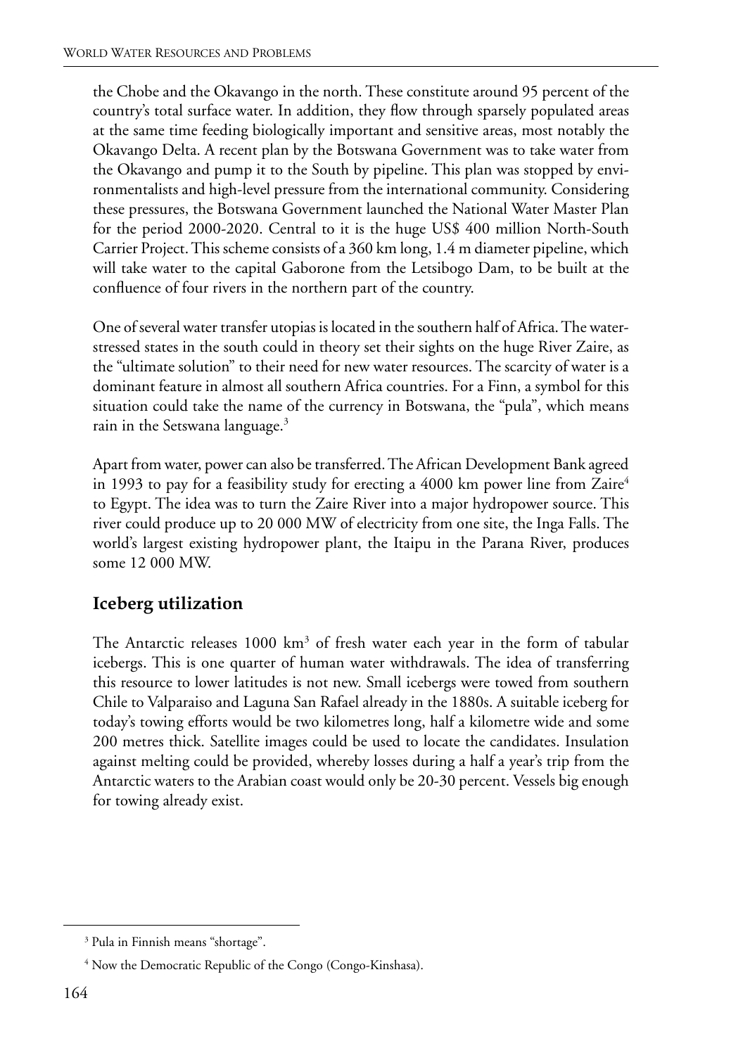the Chobe and the Okavango in the north. These constitute around 95 percent of the country's total surface water. In addition, they flow through sparsely populated areas at the same time feeding biologically important and sensitive areas, most notably the Okavango Delta. A recent plan by the Botswana Government was to take water from the Okavango and pump it to the South by pipeline. This plan was stopped by environmentalists and high-level pressure from the international community. Considering these pressures, the Botswana Government launched the National Water Master Plan for the period 2000-2020. Central to it is the huge US$ 400 million North-South Carrier Project. This scheme consists of a 360 km long, 1.4 m diameter pipeline, which will take water to the capital Gaborone from the Letsibogo Dam, to be built at the confluence of four rivers in the northern part of the country.

One of several water transfer utopias is located in the southern half of Africa. The water-stressed states in the south could in theory set their sights on the huge River Zaire, as the "ultimate solution" to their need for new water resources. The scarcity of water is a dominant feature in almost all southern Africa countries. For a Finn, a symbol for this situation could take the name of the currency in Botswana, the "pula", which means rain in the Setswana language.[3]

Apart from water, power can also be transferred. The African Development Bank agreed in 1993 to pay for a feasibility study for erecting a 4000 km power line from Zaire[4] to Egypt. The idea was to turn the Zaire River into a major hydropower source. This river could produce up to 20 000 MW of electricity from one site, the Inga Falls. The world's largest existing hydropower plant, the Itaipu in the Parana River, produces some 12 000 MW.

## Iceberg utilization

The Antarctic releases 1000 km$^3$ of fresh water each year in the form of tabular icebergs. This is one quarter of human water withdrawals. The idea of transferring this resource to lower latitudes is not new. Small icebergs were towed from southern Chile to Valparaiso and Laguna San Rafael already in the 1880s. A suitable iceberg for today's towing efforts would be two kilometres long, half a kilometre wide and some 200 metres thick. Satellite images could be used to locate the candidates. Insulation against melting could be provided, whereby losses during a half a year's trip from the Antarctic waters to the Arabian coast would only be 20-30 percent. Vessels big enough for towing already exist.

[3] Pula in Finnish means "shortage".

[4] Now the Democratic Republic of the Congo (Congo-Kinshasa).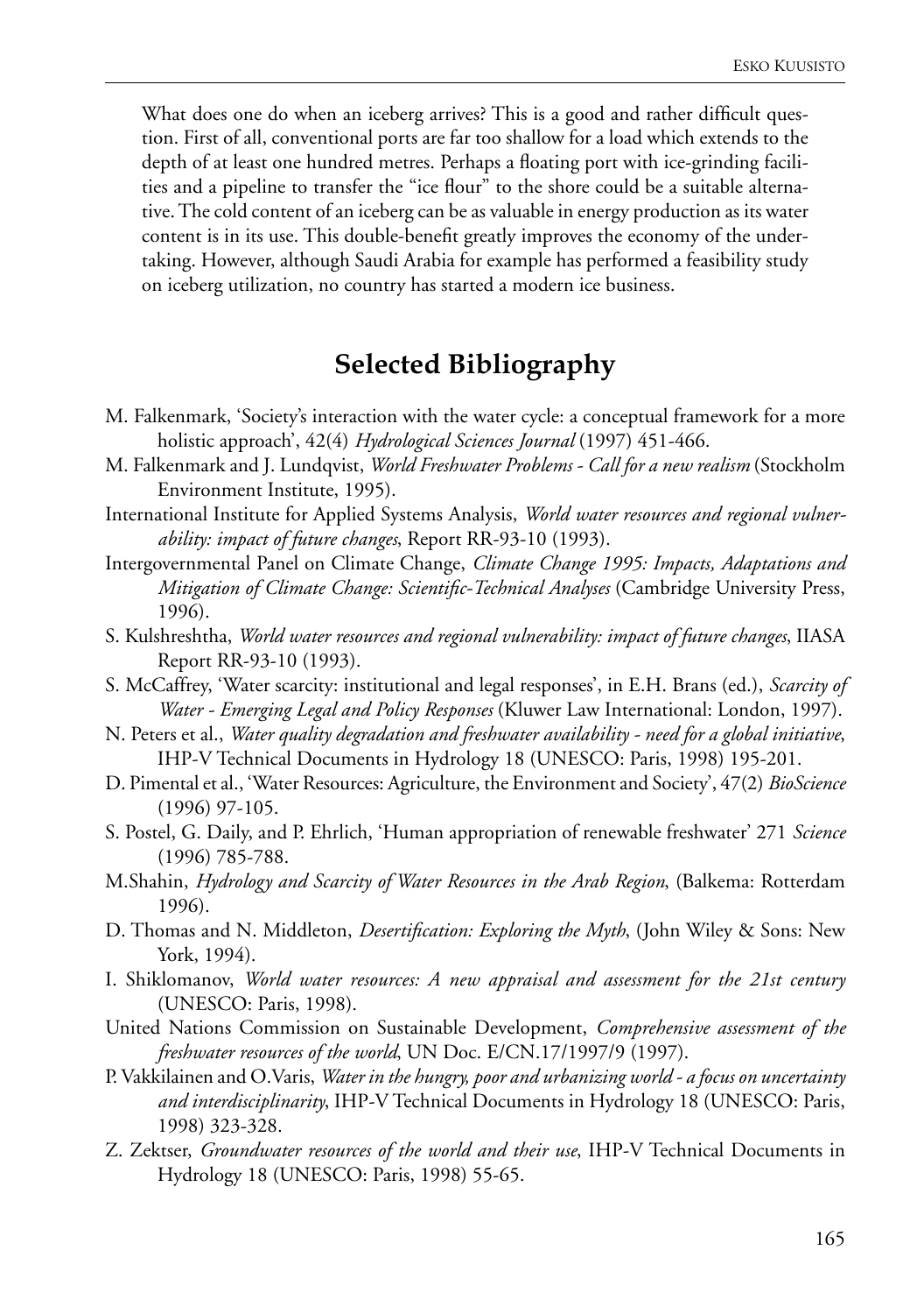What does one do when an iceberg arrives? This is a good and rather difficult question. First of all, conventional ports are far too shallow for a load which extends to the depth of at least one hundred metres. Perhaps a floating port with ice-grinding facilities and a pipeline to transfer the "ice flour" to the shore could be a suitable alternative. The cold content of an iceberg can be as valuable in energy production as its water content is in its use. This double-benefit greatly improves the economy of the undertaking. However, although Saudi Arabia for example has performed a feasibility study on iceberg utilization, no country has started a modern ice business.

## Selected Bibliography

M. Falkenmark, 'Society's interaction with the water cycle: a conceptual framework for a more holistic approach', 42(4) *Hydrological Sciences Journal* (1997) 451-466.

M. Falkenmark and J. Lundqvist, *World Freshwater Problems - Call for a new realism* (Stockholm Environment Institute, 1995).

International Institute for Applied Systems Analysis, *World water resources and regional vulnerability: impact of future changes*, Report RR-93-10 (1993).

Intergovernmental Panel on Climate Change, *Climate Change 1995: Impacts, Adaptations and Mitigation of Climate Change: Scientific-Technical Analyses* (Cambridge University Press, 1996).

S. Kulshreshtha, *World water resources and regional vulnerability: impact of future changes*, IIASA Report RR-93-10 (1993).

S. McCaffrey, 'Water scarcity: institutional and legal responses', in E.H. Brans (ed.), *Scarcity of Water - Emerging Legal and Policy Responses* (Kluwer Law International: London, 1997).

N. Peters et al., *Water quality degradation and freshwater availability - need for a global initiative*, IHP-V Technical Documents in Hydrology 18 (UNESCO: Paris, 1998) 195-201.

D. Pimental et al., 'Water Resources: Agriculture, the Environment and Society', 47(2) *BioScience* (1996) 97-105.

S. Postel, G. Daily, and P. Ehrlich, 'Human appropriation of renewable freshwater' 271 *Science* (1996) 785-788.

M.Shahin, *Hydrology and Scarcity of Water Resources in the Arab Region*, (Balkema: Rotterdam 1996).

D. Thomas and N. Middleton, *Desertification: Exploring the Myth*, (John Wiley & Sons: New York, 1994).

I. Shiklomanov, *World water resources: A new appraisal and assessment for the 21st century* (UNESCO: Paris, 1998).

United Nations Commission on Sustainable Development, *Comprehensive assessment of the freshwater resources of the world*, UN Doc. E/CN.17/1997/9 (1997).

P. Vakkilainen and O.Varis, *Water in the hungry, poor and urbanizing world - a focus on uncertainty and interdisciplinarity*, IHP-V Technical Documents in Hydrology 18 (UNESCO: Paris, 1998) 323-328.

Z. Zektser, *Groundwater resources of the world and their use*, IHP-V Technical Documents in Hydrology 18 (UNESCO: Paris, 1998) 55-65.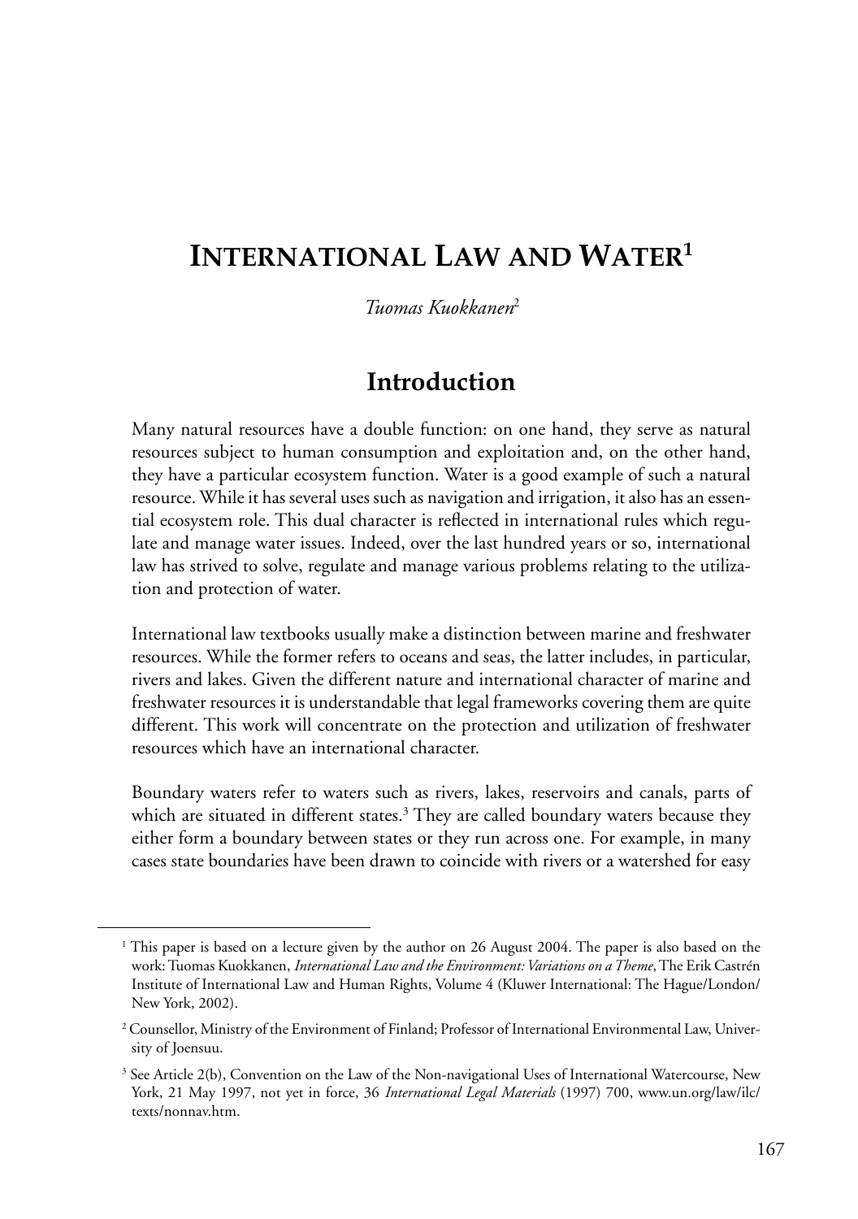# International Law and Water[1]

*Tuomas Kuokkanen*[2]

## Introduction

Many natural resources have a double function: on one hand, they serve as natural resources subject to human consumption and exploitation and, on the other hand, they have a particular ecosystem function. Water is a good example of such a natural resource. While it has several uses such as navigation and irrigation, it also has an essential ecosystem role. This dual character is reflected in international rules which regulate and manage water issues. Indeed, over the last hundred years or so, international law has strived to solve, regulate and manage various problems relating to the utilization and protection of water.

International law textbooks usually make a distinction between marine and freshwater resources. While the former refers to oceans and seas, the latter includes, in particular, rivers and lakes. Given the different nature and international character of marine and freshwater resources it is understandable that legal frameworks covering them are quite different. This work will concentrate on the protection and utilization of freshwater resources which have an international character.

Boundary waters refer to waters such as rivers, lakes, reservoirs and canals, parts of which are situated in different states.[3] They are called boundary waters because they either form a boundary between states or they run across one. For example, in many cases state boundaries have been drawn to coincide with rivers or a watershed for easy

---

[1] This paper is based on a lecture given by the author on 26 August 2004. The paper is also based on the work: Tuomas Kuokkanen, *International Law and the Environment: Variations on a Theme*, The Erik Castrén Institute of International Law and Human Rights, Volume 4 (Kluwer International: The Hague/London/New York, 2002).

[2] Counsellor, Ministry of the Environment of Finland; Professor of International Environmental Law, University of Joensuu.

[3] See Article 2(b), Convention on the Law of the Non-navigational Uses of International Watercourse, New York, 21 May 1997, not yet in force, 36 *International Legal Materials* (1997) 700, www.un.org/law/ilc/texts/nonnav.htm.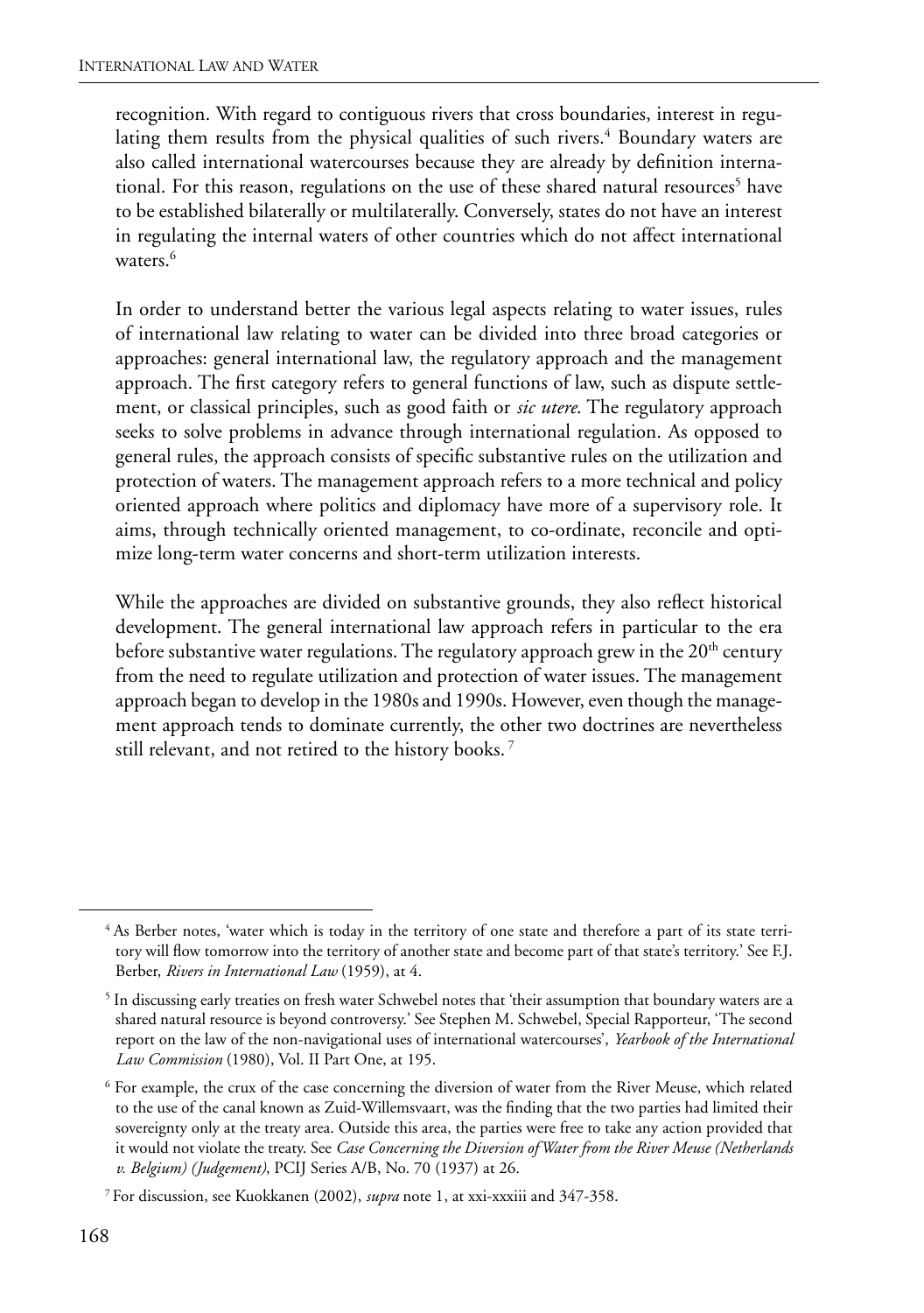recognition. With regard to contiguous rivers that cross boundaries, interest in regulating them results from the physical qualities of such rivers.[4] Boundary waters are also called international watercourses because they are already by definition international. For this reason, regulations on the use of these shared natural resources[5] have to be established bilaterally or multilaterally. Conversely, states do not have an interest in regulating the internal waters of other countries which do not affect international waters.[6]

In order to understand better the various legal aspects relating to water issues, rules of international law relating to water can be divided into three broad categories or approaches: general international law, the regulatory approach and the management approach. The first category refers to general functions of law, such as dispute settlement, or classical principles, such as good faith or *sic utere*. The regulatory approach seeks to solve problems in advance through international regulation. As opposed to general rules, the approach consists of specific substantive rules on the utilization and protection of waters. The management approach refers to a more technical and policy oriented approach where politics and diplomacy have more of a supervisory role. It aims, through technically oriented management, to co-ordinate, reconcile and optimize long-term water concerns and short-term utilization interests.

While the approaches are divided on substantive grounds, they also reflect historical development. The general international law approach refers in particular to the era before substantive water regulations. The regulatory approach grew in the 20th century from the need to regulate utilization and protection of water issues. The management approach began to develop in the 1980s and 1990s. However, even though the management approach tends to dominate currently, the other two doctrines are nevertheless still relevant, and not retired to the history books.[7]

---

[4] As Berber notes, 'water which is today in the territory of one state and therefore a part of its state territory will flow tomorrow into the territory of another state and become part of that state's territory.' See F.J. Berber, *Rivers in International Law* (1959), at 4.

[5] In discussing early treaties on fresh water Schwebel notes that 'their assumption that boundary waters are a shared natural resource is beyond controversy.' See Stephen M. Schwebel, Special Rapporteur, 'The second report on the law of the non-navigational uses of international watercourses', *Yearbook of the International Law Commission* (1980), Vol. II Part One, at 195.

[6] For example, the crux of the case concerning the diversion of water from the River Meuse, which related to the use of the canal known as Zuid-Willemsvaart, was the finding that the two parties had limited their sovereignty only at the treaty area. Outside this area, the parties were free to take any action provided that it would not violate the treaty. See *Case Concerning the Diversion of Water from the River Meuse (Netherlands v. Belgium) (Judgement)*, PCIJ Series A/B, No. 70 (1937) at 26.

[7] For discussion, see Kuokkanen (2002), *supra* note 1, at xxi-xxxiii and 347-358.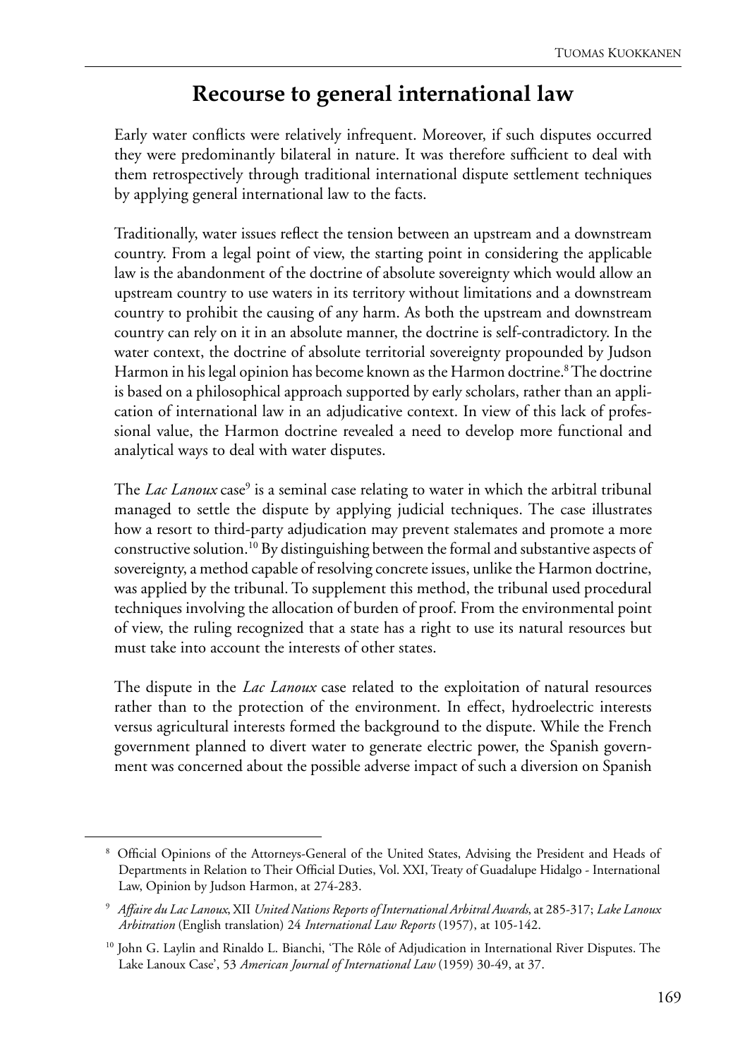## Recourse to general international law

Early water conflicts were relatively infrequent. Moreover, if such disputes occurred they were predominantly bilateral in nature. It was therefore sufficient to deal with them retrospectively through traditional international dispute settlement techniques by applying general international law to the facts.

Traditionally, water issues reflect the tension between an upstream and a downstream country. From a legal point of view, the starting point in considering the applicable law is the abandonment of the doctrine of absolute sovereignty which would allow an upstream country to use waters in its territory without limitations and a downstream country to prohibit the causing of any harm. As both the upstream and downstream country can rely on it in an absolute manner, the doctrine is self-contradictory. In the water context, the doctrine of absolute territorial sovereignty propounded by Judson Harmon in his legal opinion has become known as the Harmon doctrine.[8] The doctrine is based on a philosophical approach supported by early scholars, rather than an application of international law in an adjudicative context. In view of this lack of professional value, the Harmon doctrine revealed a need to develop more functional and analytical ways to deal with water disputes.

The *Lac Lanoux* case[9] is a seminal case relating to water in which the arbitral tribunal managed to settle the dispute by applying judicial techniques. The case illustrates how a resort to third-party adjudication may prevent stalemates and promote a more constructive solution.[10] By distinguishing between the formal and substantive aspects of sovereignty, a method capable of resolving concrete issues, unlike the Harmon doctrine, was applied by the tribunal. To supplement this method, the tribunal used procedural techniques involving the allocation of burden of proof. From the environmental point of view, the ruling recognized that a state has a right to use its natural resources but must take into account the interests of other states.

The dispute in the *Lac Lanoux* case related to the exploitation of natural resources rather than to the protection of the environment. In effect, hydroelectric interests versus agricultural interests formed the background to the dispute. While the French government planned to divert water to generate electric power, the Spanish government was concerned about the possible adverse impact of such a diversion on Spanish

---

[8] Official Opinions of the Attorneys-General of the United States, Advising the President and Heads of Departments in Relation to Their Official Duties, Vol. XXI, Treaty of Guadalupe Hidalgo - International Law, Opinion by Judson Harmon, at 274-283.

[9] *Affaire du Lac Lanoux*, XII *United Nations Reports of International Arbitral Awards*, at 285-317; *Lake Lanoux Arbitration* (English translation) 24 *International Law Reports* (1957), at 105-142.

[10] John G. Laylin and Rinaldo L. Bianchi, 'The Rôle of Adjudication in International River Disputes. The Lake Lanoux Case', 53 *American Journal of International Law* (1959) 30-49, at 37.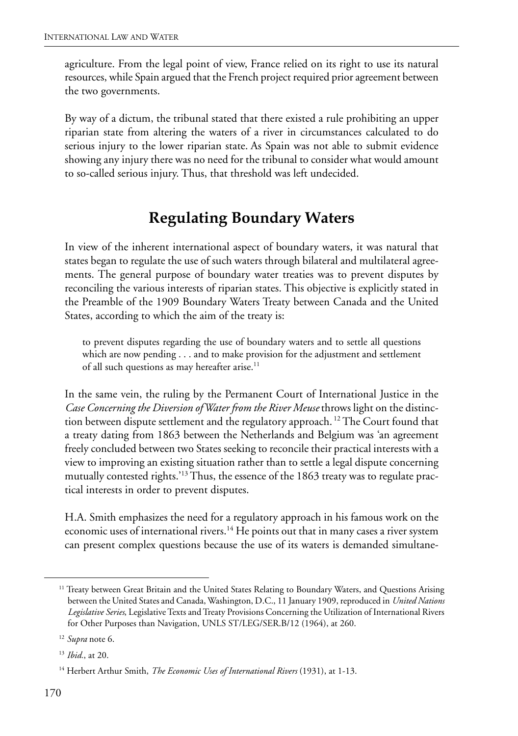agriculture. From the legal point of view, France relied on its right to use its natural resources, while Spain argued that the French project required prior agreement between the two governments.

By way of a dictum, the tribunal stated that there existed a rule prohibiting an upper riparian state from altering the waters of a river in circumstances calculated to do serious injury to the lower riparian state. As Spain was not able to submit evidence showing any injury there was no need for the tribunal to consider what would amount to so-called serious injury. Thus, that threshold was left undecided.

## Regulating Boundary Waters

In view of the inherent international aspect of boundary waters, it was natural that states began to regulate the use of such waters through bilateral and multilateral agreements. The general purpose of boundary water treaties was to prevent disputes by reconciling the various interests of riparian states. This objective is explicitly stated in the Preamble of the 1909 Boundary Waters Treaty between Canada and the United States, according to which the aim of the treaty is:

> to prevent disputes regarding the use of boundary waters and to settle all questions which are now pending . . . and to make provision for the adjustment and settlement of all such questions as may hereafter arise.[11]

In the same vein, the ruling by the Permanent Court of International Justice in the *Case Concerning the Diversion of Water from the River Meuse* throws light on the distinction between dispute settlement and the regulatory approach.[12] The Court found that a treaty dating from 1863 between the Netherlands and Belgium was 'an agreement freely concluded between two States seeking to reconcile their practical interests with a view to improving an existing situation rather than to settle a legal dispute concerning mutually contested rights.'[13] Thus, the essence of the 1863 treaty was to regulate practical interests in order to prevent disputes.

H.A. Smith emphasizes the need for a regulatory approach in his famous work on the economic uses of international rivers.[14] He points out that in many cases a river system can present complex questions because the use of its waters is demanded simultane-

---

[11] Treaty between Great Britain and the United States Relating to Boundary Waters, and Questions Arising between the United States and Canada, Washington, D.C., 11 January 1909, reproduced in *United Nations Legislative Series*, Legislative Texts and Treaty Provisions Concerning the Utilization of International Rivers for Other Purposes than Navigation, UNLS ST/LEG/SER.B/12 (1964), at 260.

[12] *Supra* note 6.

[13] *Ibid.*, at 20.

[14] Herbert Arthur Smith, *The Economic Uses of International Rivers* (1931), at 1-13.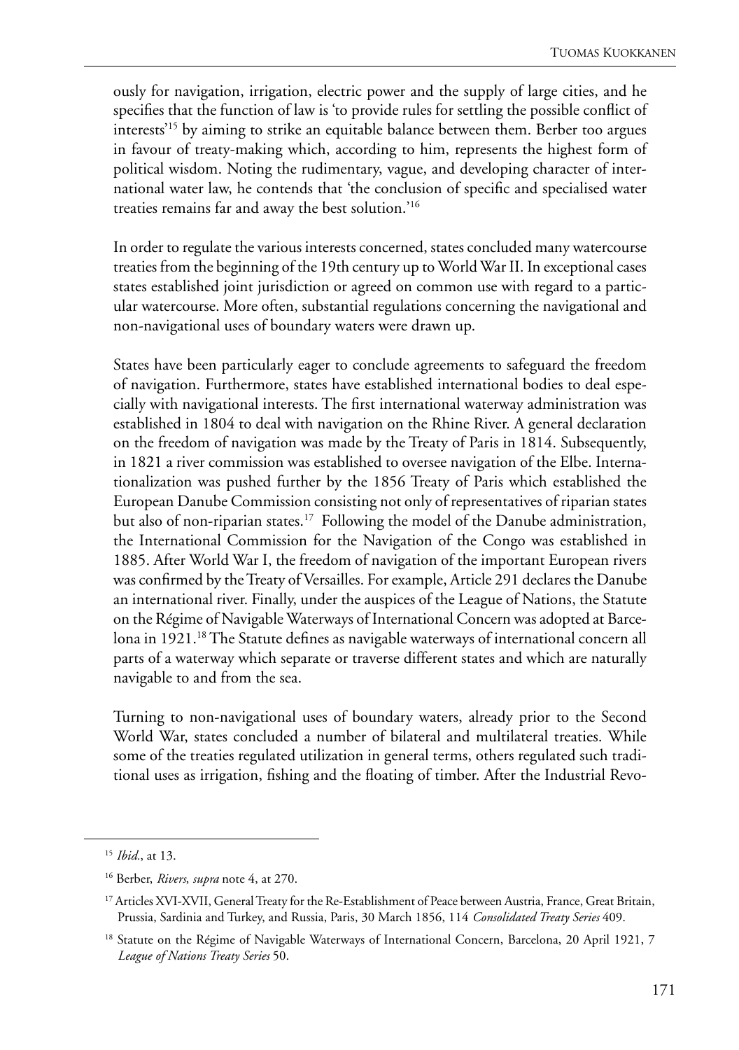ously for navigation, irrigation, electric power and the supply of large cities, and he specifies that the function of law is 'to provide rules for settling the possible conflict of interests'[15] by aiming to strike an equitable balance between them. Berber too argues in favour of treaty-making which, according to him, represents the highest form of political wisdom. Noting the rudimentary, vague, and developing character of international water law, he contends that 'the conclusion of specific and specialised water treaties remains far and away the best solution.'[16]

In order to regulate the various interests concerned, states concluded many watercourse treaties from the beginning of the 19th century up to World War II. In exceptional cases states established joint jurisdiction or agreed on common use with regard to a particular watercourse. More often, substantial regulations concerning the navigational and non-navigational uses of boundary waters were drawn up.

States have been particularly eager to conclude agreements to safeguard the freedom of navigation. Furthermore, states have established international bodies to deal especially with navigational interests. The first international waterway administration was established in 1804 to deal with navigation on the Rhine River. A general declaration on the freedom of navigation was made by the Treaty of Paris in 1814. Subsequently, in 1821 a river commission was established to oversee navigation of the Elbe. Internationalization was pushed further by the 1856 Treaty of Paris which established the European Danube Commission consisting not only of representatives of riparian states but also of non-riparian states.[17] Following the model of the Danube administration, the International Commission for the Navigation of the Congo was established in 1885. After World War I, the freedom of navigation of the important European rivers was confirmed by the Treaty of Versailles. For example, Article 291 declares the Danube an international river. Finally, under the auspices of the League of Nations, the Statute on the Régime of Navigable Waterways of International Concern was adopted at Barcelona in 1921.[18] The Statute defines as navigable waterways of international concern all parts of a waterway which separate or traverse different states and which are naturally navigable to and from the sea.

Turning to non-navigational uses of boundary waters, already prior to the Second World War, states concluded a number of bilateral and multilateral treaties. While some of the treaties regulated utilization in general terms, others regulated such traditional uses as irrigation, fishing and the floating of timber. After the Industrial Revo-

[15] *Ibid*., at 13.

[16] Berber, *Rivers*, *supra* note 4, at 270.

[17] Articles XVI-XVII, General Treaty for the Re-Establishment of Peace between Austria, France, Great Britain, Prussia, Sardinia and Turkey, and Russia, Paris, 30 March 1856, 114 *Consolidated Treaty Series* 409.

[18] Statute on the Régime of Navigable Waterways of International Concern, Barcelona, 20 April 1921, 7 *League of Nations Treaty Series* 50.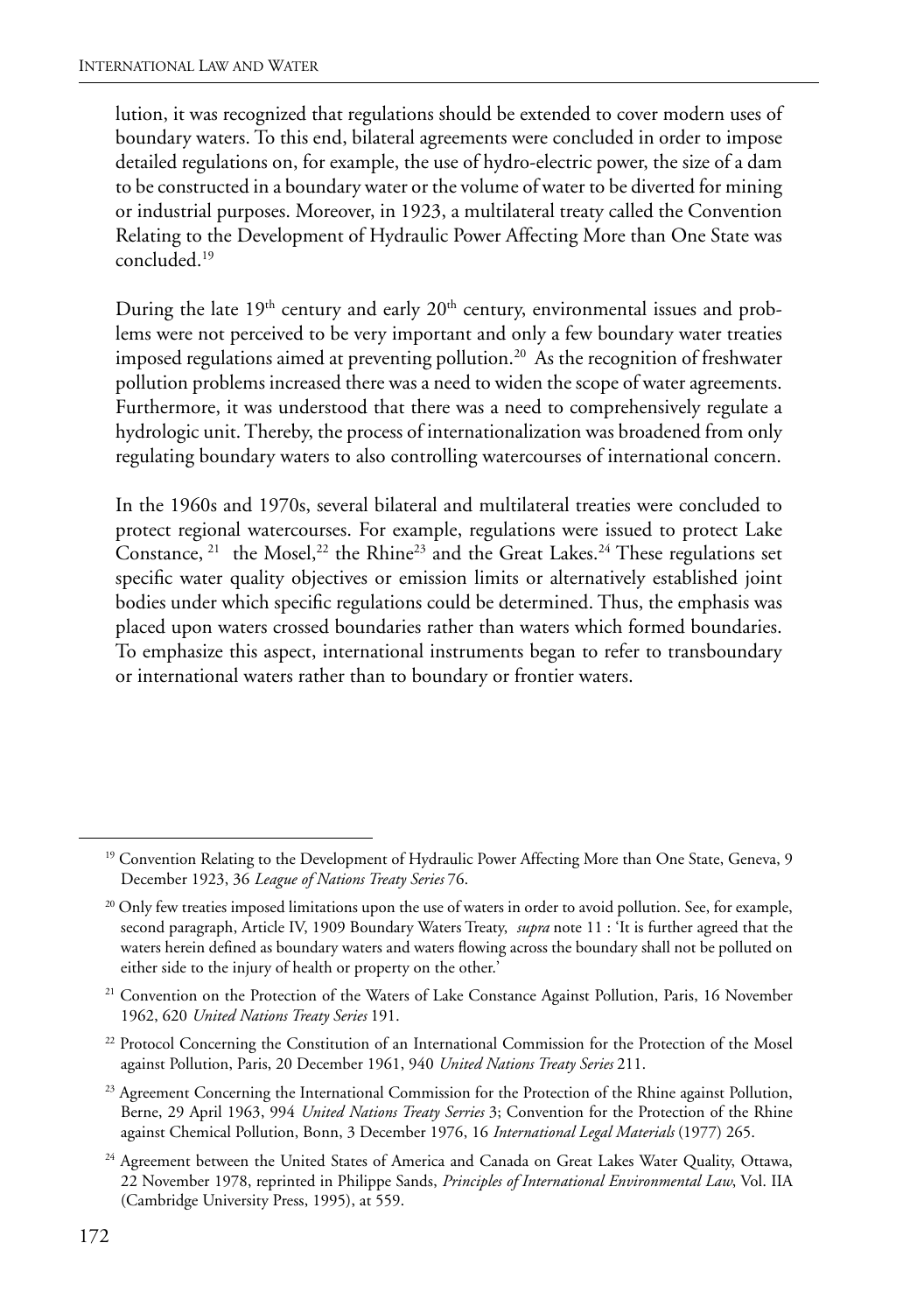lution, it was recognized that regulations should be extended to cover modern uses of boundary waters. To this end, bilateral agreements were concluded in order to impose detailed regulations on, for example, the use of hydro-electric power, the size of a dam to be constructed in a boundary water or the volume of water to be diverted for mining or industrial purposes. Moreover, in 1923, a multilateral treaty called the Convention Relating to the Development of Hydraulic Power Affecting More than One State was concluded.[19]

During the late 19th century and early 20th century, environmental issues and problems were not perceived to be very important and only a few boundary water treaties imposed regulations aimed at preventing pollution.[20] As the recognition of freshwater pollution problems increased there was a need to widen the scope of water agreements. Furthermore, it was understood that there was a need to comprehensively regulate a hydrologic unit. Thereby, the process of internationalization was broadened from only regulating boundary waters to also controlling watercourses of international concern.

In the 1960s and 1970s, several bilateral and multilateral treaties were concluded to protect regional watercourses. For example, regulations were issued to protect Lake Constance,[21] the Mosel,[22] the Rhine[23] and the Great Lakes.[24] These regulations set specific water quality objectives or emission limits or alternatively established joint bodies under which specific regulations could be determined. Thus, the emphasis was placed upon waters crossed boundaries rather than waters which formed boundaries. To emphasize this aspect, international instruments began to refer to transboundary or international waters rather than to boundary or frontier waters.

---

[19] Convention Relating to the Development of Hydraulic Power Affecting More than One State, Geneva, 9 December 1923, 36 *League of Nations Treaty Series* 76.

[20] Only few treaties imposed limitations upon the use of waters in order to avoid pollution. See, for example, second paragraph, Article IV, 1909 Boundary Waters Treaty, *supra* note 11 : 'It is further agreed that the waters herein defined as boundary waters and waters flowing across the boundary shall not be polluted on either side to the injury of health or property on the other.'

[21] Convention on the Protection of the Waters of Lake Constance Against Pollution, Paris, 16 November 1962, 620 *United Nations Treaty Series* 191.

[22] Protocol Concerning the Constitution of an International Commission for the Protection of the Mosel against Pollution, Paris, 20 December 1961, 940 *United Nations Treaty Series* 211.

[23] Agreement Concerning the International Commission for the Protection of the Rhine against Pollution, Berne, 29 April 1963, 994 *United Nations Treaty Serries* 3; Convention for the Protection of the Rhine against Chemical Pollution, Bonn, 3 December 1976, 16 *International Legal Materials* (1977) 265.

[24] Agreement between the United States of America and Canada on Great Lakes Water Quality, Ottawa, 22 November 1978, reprinted in Philippe Sands, *Principles of International Environmental Law*, Vol. IIA (Cambridge University Press, 1995), at 559.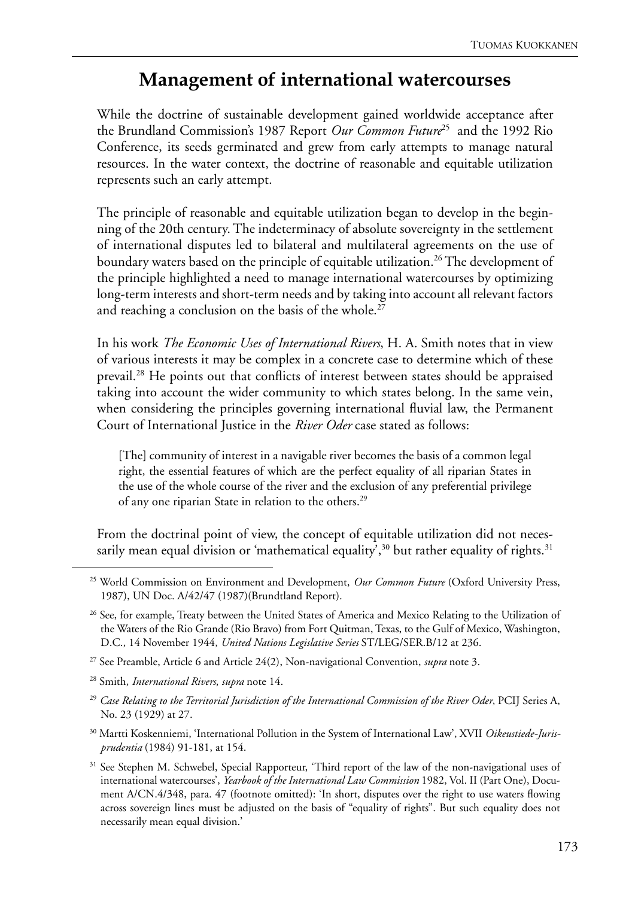## Management of international watercourses

While the doctrine of sustainable development gained worldwide acceptance after the Brundland Commission's 1987 Report *Our Common Future*[25] and the 1992 Rio Conference, its seeds germinated and grew from early attempts to manage natural resources. In the water context, the doctrine of reasonable and equitable utilization represents such an early attempt.

The principle of reasonable and equitable utilization began to develop in the beginning of the 20th century. The indeterminacy of absolute sovereignty in the settlement of international disputes led to bilateral and multilateral agreements on the use of boundary waters based on the principle of equitable utilization.[26] The development of the principle highlighted a need to manage international watercourses by optimizing long-term interests and short-term needs and by taking into account all relevant factors and reaching a conclusion on the basis of the whole.[27]

In his work *The Economic Uses of International Rivers*, H. A. Smith notes that in view of various interests it may be complex in a concrete case to determine which of these prevail.[28] He points out that conflicts of interest between states should be appraised taking into account the wider community to which states belong. In the same vein, when considering the principles governing international fluvial law, the Permanent Court of International Justice in the *River Oder* case stated as follows:

> [The] community of interest in a navigable river becomes the basis of a common legal right, the essential features of which are the perfect equality of all riparian States in the use of the whole course of the river and the exclusion of any preferential privilege of any one riparian State in relation to the others.[29]

From the doctrinal point of view, the concept of equitable utilization did not necessarily mean equal division or 'mathematical equality',[30] but rather equality of rights.[31]

---

[25] World Commission on Environment and Development, *Our Common Future* (Oxford University Press, 1987), UN Doc. A/42/47 (1987)(Brundtland Report).

[26] See, for example, Treaty between the United States of America and Mexico Relating to the Utilization of the Waters of the Rio Grande (Rio Bravo) from Fort Quitman, Texas, to the Gulf of Mexico, Washington, D.C., 14 November 1944, *United Nations Legislative Series* ST/LEG/SER.B/12 at 236.

[27] See Preamble, Article 6 and Article 24(2), Non-navigational Convention, *supra* note 3.

[28] Smith, *International Rivers*, *supra* note 14.

[29] *Case Relating to the Territorial Jurisdiction of the International Commission of the River Oder*, PCIJ Series A, No. 23 (1929) at 27.

[30] Martti Koskenniemi, 'International Pollution in the System of International Law', XVII *Oikeustiede-Jurisprudentia* (1984) 91-181, at 154.

[31] See Stephen M. Schwebel, Special Rapporteur, 'Third report of the law of the non-navigational uses of international watercourses', *Yearbook of the International Law Commission* 1982, Vol. II (Part One), Document A/CN.4/348, para. 47 (footnote omitted): 'In short, disputes over the right to use waters flowing across sovereign lines must be adjusted on the basis of "equality of rights". But such equality does not necessarily mean equal division.'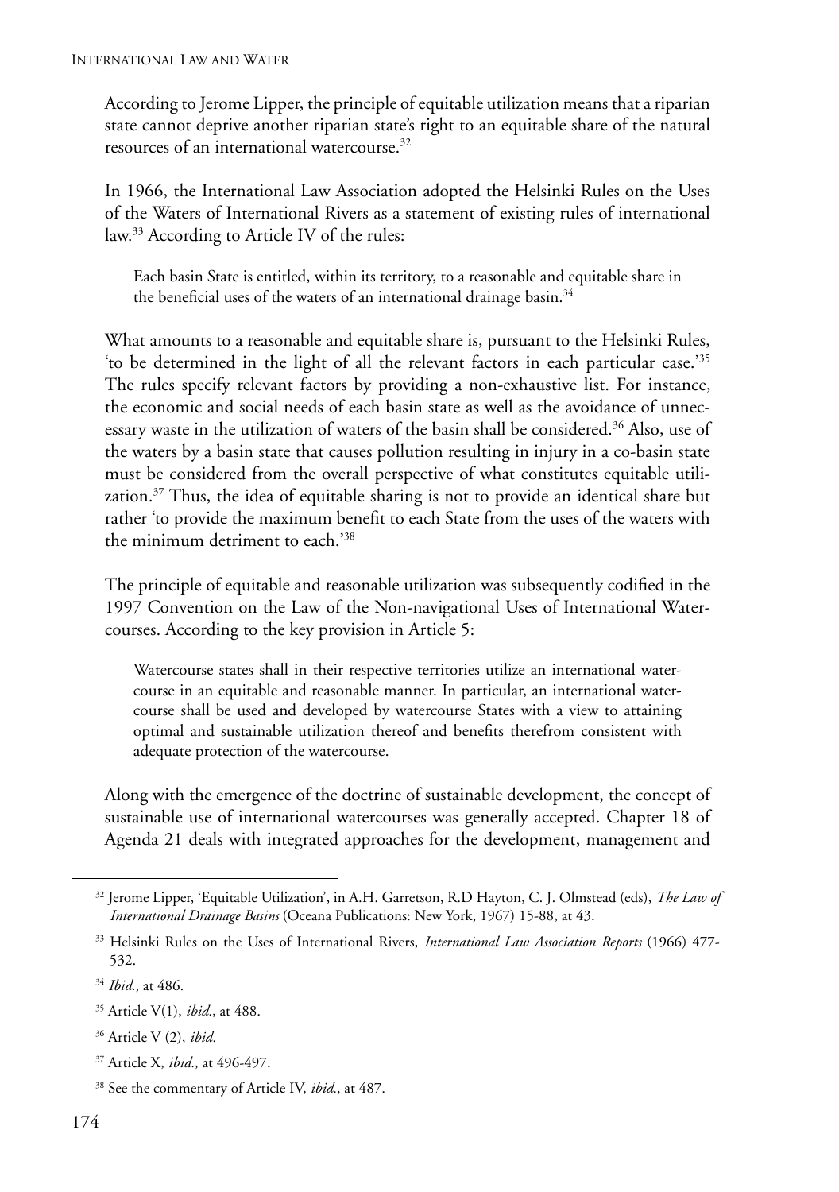According to Jerome Lipper, the principle of equitable utilization means that a riparian state cannot deprive another riparian state's right to an equitable share of the natural resources of an international watercourse.[32]

In 1966, the International Law Association adopted the Helsinki Rules on the Uses of the Waters of International Rivers as a statement of existing rules of international law.[33] According to Article IV of the rules:

> Each basin State is entitled, within its territory, to a reasonable and equitable share in the beneficial uses of the waters of an international drainage basin.[34]

What amounts to a reasonable and equitable share is, pursuant to the Helsinki Rules, 'to be determined in the light of all the relevant factors in each particular case.'[35] The rules specify relevant factors by providing a non-exhaustive list. For instance, the economic and social needs of each basin state as well as the avoidance of unnecessary waste in the utilization of waters of the basin shall be considered.[36] Also, use of the waters by a basin state that causes pollution resulting in injury in a co-basin state must be considered from the overall perspective of what constitutes equitable utilization.[37] Thus, the idea of equitable sharing is not to provide an identical share but rather 'to provide the maximum benefit to each State from the uses of the waters with the minimum detriment to each.'[38]

The principle of equitable and reasonable utilization was subsequently codified in the 1997 Convention on the Law of the Non-navigational Uses of International Watercourses. According to the key provision in Article 5:

> Watercourse states shall in their respective territories utilize an international watercourse in an equitable and reasonable manner. In particular, an international watercourse shall be used and developed by watercourse States with a view to attaining optimal and sustainable utilization thereof and benefits therefrom consistent with adequate protection of the watercourse.

Along with the emergence of the doctrine of sustainable development, the concept of sustainable use of international watercourses was generally accepted. Chapter 18 of Agenda 21 deals with integrated approaches for the development, management and

---

[32] Jerome Lipper, 'Equitable Utilization', in A.H. Garretson, R.D Hayton, C. J. Olmstead (eds), *The Law of International Drainage Basins* (Oceana Publications: New York, 1967) 15-88, at 43.

[33] Helsinki Rules on the Uses of International Rivers, *International Law Association Reports* (1966) 477-532.

[34] *Ibid.*, at 486.

[35] Article V(1), *ibid.*, at 488.

[36] Article V (2), *ibid.*

[37] Article X, *ibid.*, at 496-497.

[38] See the commentary of Article IV, *ibid.*, at 487.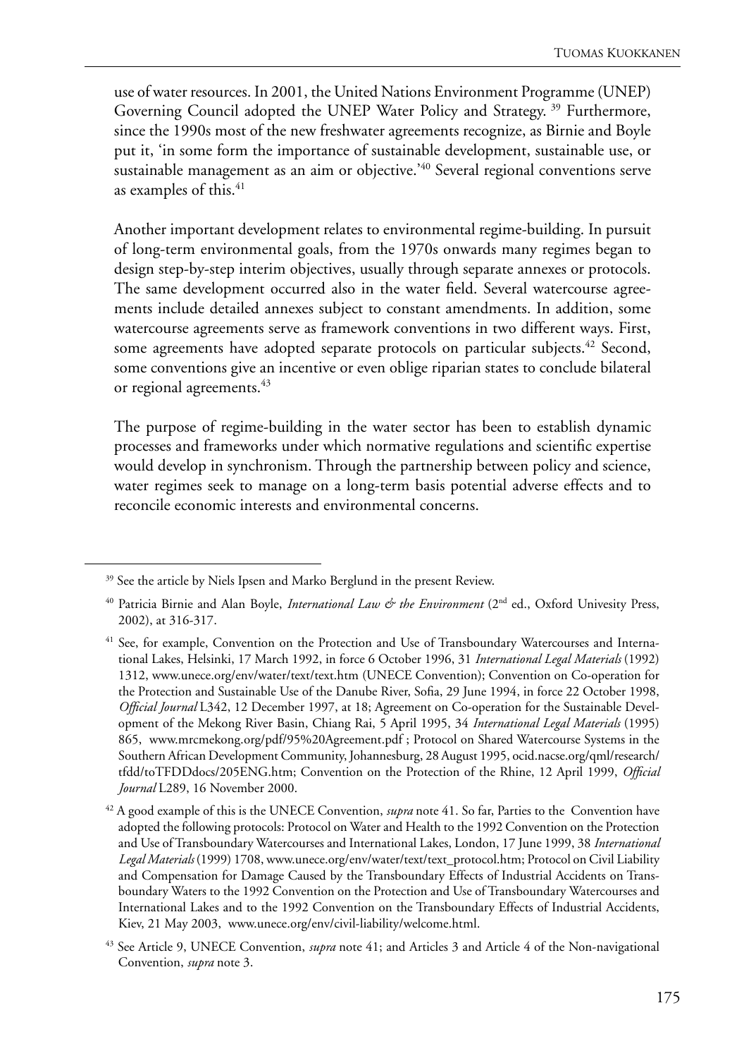use of water resources. In 2001, the United Nations Environment Programme (UNEP) Governing Council adopted the UNEP Water Policy and Strategy. [39] Furthermore, since the 1990s most of the new freshwater agreements recognize, as Birnie and Boyle put it, 'in some form the importance of sustainable development, sustainable use, or sustainable management as an aim or objective.'[40] Several regional conventions serve as examples of this.[41]

Another important development relates to environmental regime-building. In pursuit of long-term environmental goals, from the 1970s onwards many regimes began to design step-by-step interim objectives, usually through separate annexes or protocols. The same development occurred also in the water field. Several watercourse agreements include detailed annexes subject to constant amendments. In addition, some watercourse agreements serve as framework conventions in two different ways. First, some agreements have adopted separate protocols on particular subjects.[42] Second, some conventions give an incentive or even oblige riparian states to conclude bilateral or regional agreements.[43]

The purpose of regime-building in the water sector has been to establish dynamic processes and frameworks under which normative regulations and scientific expertise would develop in synchronism. Through the partnership between policy and science, water regimes seek to manage on a long-term basis potential adverse effects and to reconcile economic interests and environmental concerns.

---

[39] See the article by Niels Ipsen and Marko Berglund in the present Review.

[40] Patricia Birnie and Alan Boyle, *International Law & the Environment* (2nd ed., Oxford Univesity Press, 2002), at 316-317.

[41] See, for example, Convention on the Protection and Use of Transboundary Watercourses and International Lakes, Helsinki, 17 March 1992, in force 6 October 1996, 31 *International Legal Materials* (1992) 1312, www.unece.org/env/water/text/text.htm (UNECE Convention); Convention on Co-operation for the Protection and Sustainable Use of the Danube River, Sofia, 29 June 1994, in force 22 October 1998, *Official Journal* L342, 12 December 1997, at 18; Agreement on Co-operation for the Sustainable Development of the Mekong River Basin, Chiang Rai, 5 April 1995, 34 *International Legal Materials* (1995) 865, www.mrcmekong.org/pdf/95%20Agreement.pdf ; Protocol on Shared Watercourse Systems in the Southern African Development Community, Johannesburg, 28 August 1995, ocid.nacse.org/qml/research/tfdd/toTFDDdocs/205ENG.htm; Convention on the Protection of the Rhine, 12 April 1999, *Official Journal* L289, 16 November 2000.

[42] A good example of this is the UNECE Convention, *supra* note 41. So far, Parties to the Convention have adopted the following protocols: Protocol on Water and Health to the 1992 Convention on the Protection and Use of Transboundary Watercourses and International Lakes, London, 17 June 1999, 38 *International Legal Materials* (1999) 1708, www.unece.org/env/water/text/text_protocol.htm; Protocol on Civil Liability and Compensation for Damage Caused by the Transboundary Effects of Industrial Accidents on Transboundary Waters to the 1992 Convention on the Protection and Use of Transboundary Watercourses and International Lakes and to the 1992 Convention on the Transboundary Effects of Industrial Accidents, Kiev, 21 May 2003, www.unece.org/env/civil-liability/welcome.html.

[43] See Article 9, UNECE Convention, *supra* note 41; and Articles 3 and Article 4 of the Non-navigational Convention, *supra* note 3.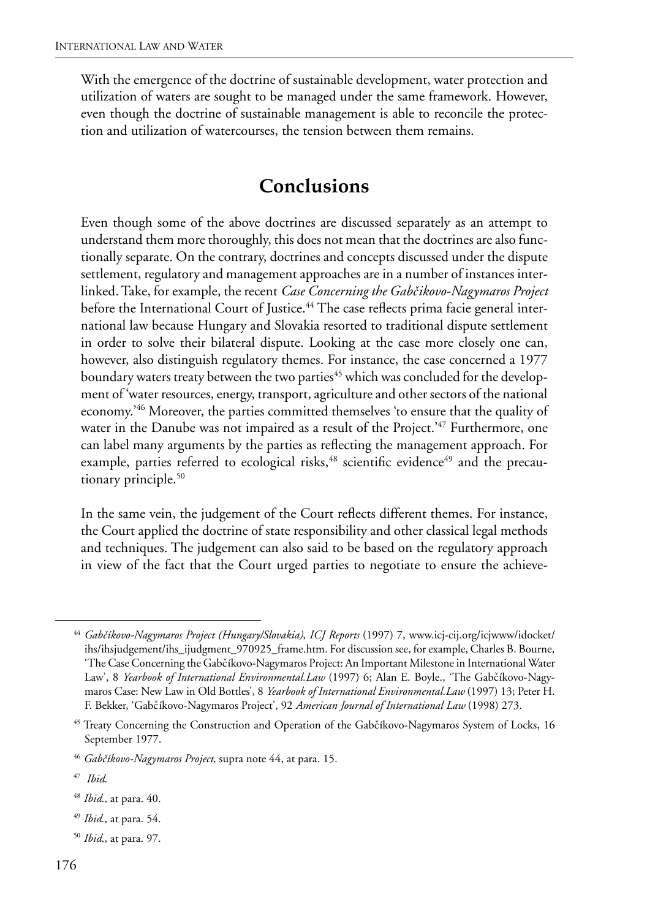With the emergence of the doctrine of sustainable development, water protection and utilization of waters are sought to be managed under the same framework. However, even though the doctrine of sustainable management is able to reconcile the protection and utilization of watercourses, the tension between them remains.

## Conclusions

Even though some of the above doctrines are discussed separately as an attempt to understand them more thoroughly, this does not mean that the doctrines are also functionally separate. On the contrary, doctrines and concepts discussed under the dispute settlement, regulatory and management approaches are in a number of instances interlinked. Take, for example, the recent *Case Concerning the Gabčikovo-Nagymaros Project* before the International Court of Justice.[44] The case reflects prima facie general international law because Hungary and Slovakia resorted to traditional dispute settlement in order to solve their bilateral dispute. Looking at the case more closely one can, however, also distinguish regulatory themes. For instance, the case concerned a 1977 boundary waters treaty between the two parties[45] which was concluded for the development of 'water resources, energy, transport, agriculture and other sectors of the national economy.'[46] Moreover, the parties committed themselves 'to ensure that the quality of water in the Danube was not impaired as a result of the Project.'[47] Furthermore, one can label many arguments by the parties as reflecting the management approach. For example, parties referred to ecological risks,[48] scientific evidence[49] and the precautionary principle.[50]

In the same vein, the judgement of the Court reflects different themes. For instance, the Court applied the doctrine of state responsibility and other classical legal methods and techniques. The judgement can also said to be based on the regulatory approach in view of the fact that the Court urged parties to negotiate to ensure the achieve-

---

[44] *Gabčíkovo-Nagymaros Project (Hungary/Slovakia)*, *ICJ Reports* (1997) 7, www.icj-cij.org/icjwww/idocket/ihs/ihsjudgement/ihs_ijudgment_970925_frame.htm. For discussion see, for example, Charles B. Bourne, 'The Case Concerning the Gabčíkovo-Nagymaros Project: An Important Milestone in International Water Law', 8 *Yearbook of International Environmental.Law* (1997) 6; Alan E. Boyle., 'The Gabčíkovo-Nagymaros Case: New Law in Old Bottles', 8 *Yearbook of International Environmental.Law* (1997) 13; Peter H. F. Bekker, 'Gabčíkovo-Nagymaros Project', 92 *American Journal of International Law* (1998) 273.

[45] Treaty Concerning the Construction and Operation of the Gabčíkovo-Nagymaros System of Locks, 16 September 1977.

[46] *Gabčíkovo-Nagymaros Project*, supra note 44, at para. 15.

[47] *Ibid.*

[48] *Ibid.*, at para. 40.

[49] *Ibid.*, at para. 54.

[50] *Ibid.*, at para. 97.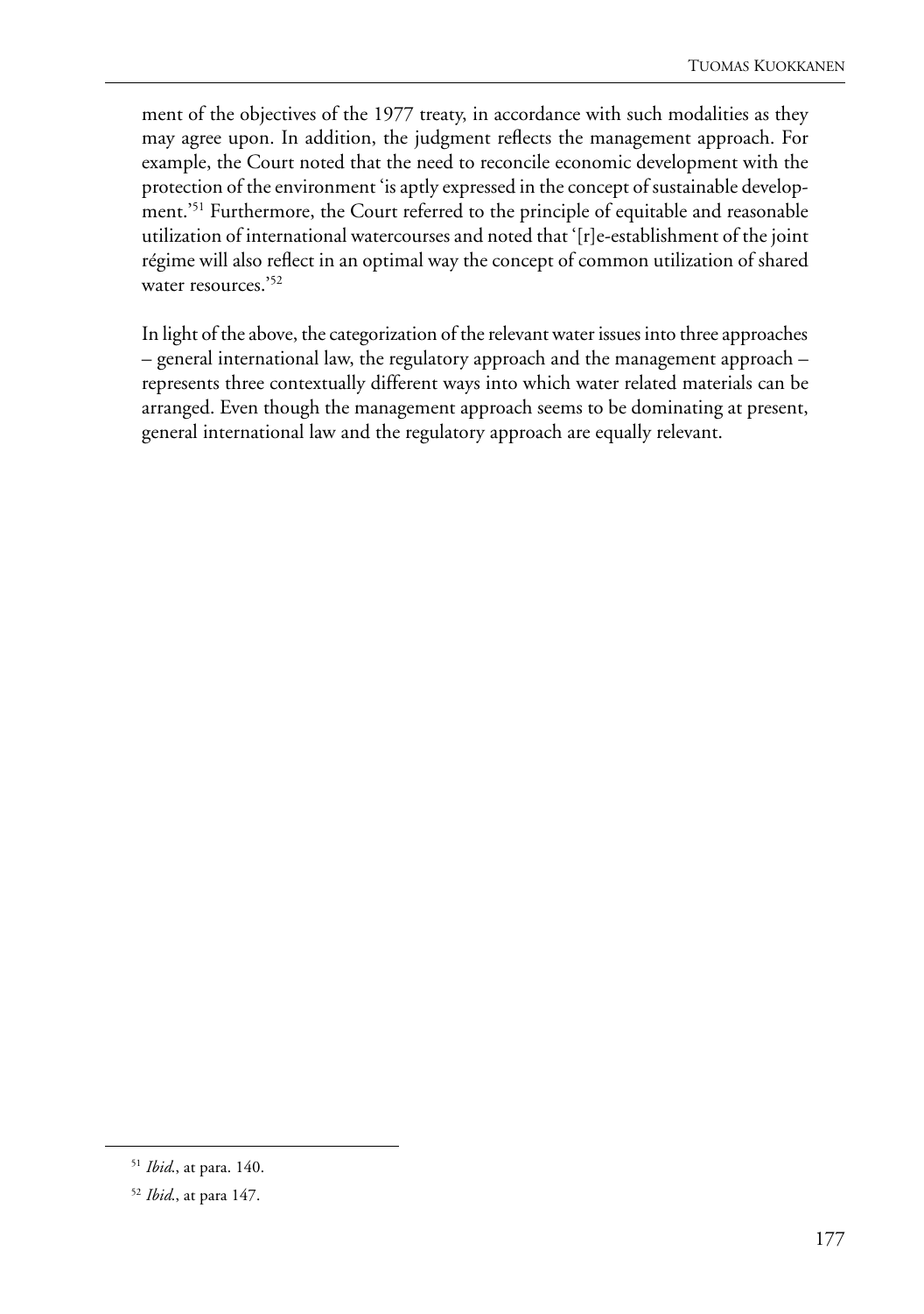ment of the objectives of the 1977 treaty, in accordance with such modalities as they may agree upon. In addition, the judgment reflects the management approach. For example, the Court noted that the need to reconcile economic development with the protection of the environment 'is aptly expressed in the concept of sustainable development.'[51] Furthermore, the Court referred to the principle of equitable and reasonable utilization of international watercourses and noted that '[r]e-establishment of the joint régime will also reflect in an optimal way the concept of common utilization of shared water resources.'[52]

In light of the above, the categorization of the relevant water issues into three approaches – general international law, the regulatory approach and the management approach – represents three contextually different ways into which water related materials can be arranged. Even though the management approach seems to be dominating at present, general international law and the regulatory approach are equally relevant.

---

[51] *Ibid.*, at para. 140.

[52] *Ibid.*, at para 147.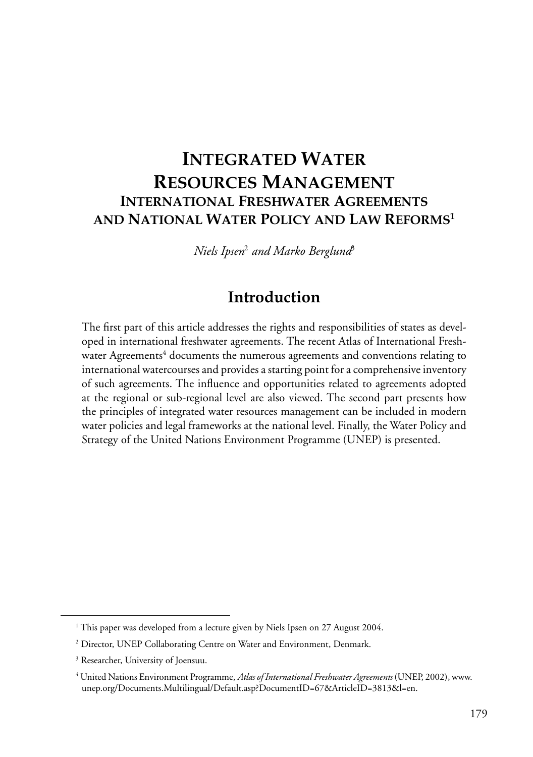# Integrated Water Resources Management

## International Freshwater Agreements and National Water Policy and Law Reforms[1]

*Niels Ipsen[2] and Marko Berglund[3]*

## Introduction

The first part of this article addresses the rights and responsibilities of states as developed in international freshwater agreements. The recent Atlas of International Freshwater Agreements[4] documents the numerous agreements and conventions relating to international watercourses and provides a starting point for a comprehensive inventory of such agreements. The influence and opportunities related to agreements adopted at the regional or sub-regional level are also viewed. The second part presents how the principles of integrated water resources management can be included in modern water policies and legal frameworks at the national level. Finally, the Water Policy and Strategy of the United Nations Environment Programme (UNEP) is presented.

---

[1] This paper was developed from a lecture given by Niels Ipsen on 27 August 2004.

[2] Director, UNEP Collaborating Centre on Water and Environment, Denmark.

[3] Researcher, University of Joensuu.

[4] United Nations Environment Programme, *Atlas of International Freshwater Agreements* (UNEP, 2002), www.unep.org/Documents.Multilingual/Default.asp?DocumentID=67&ArticleID=3813&l=en.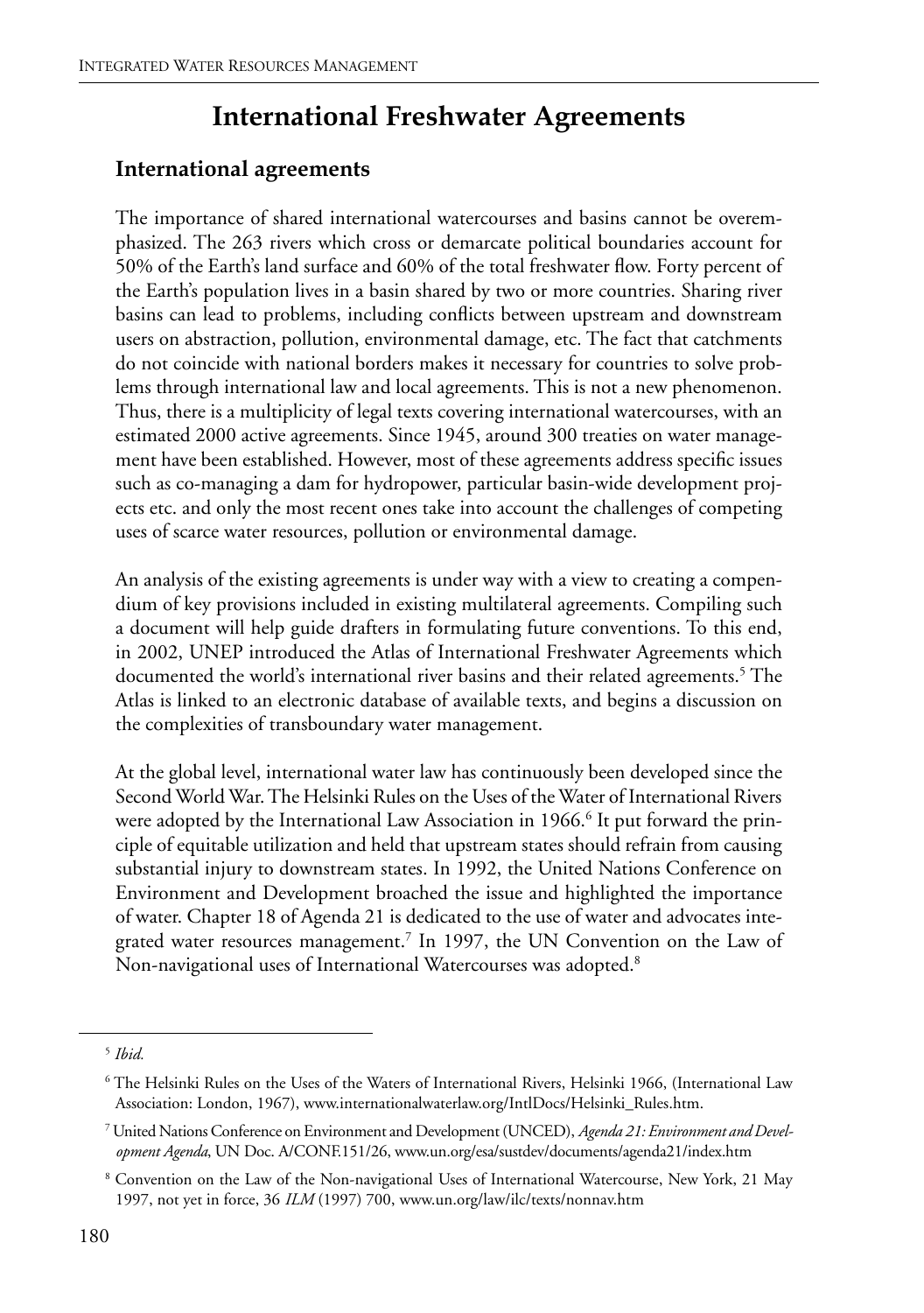# International Freshwater Agreements

## International agreements

The importance of shared international watercourses and basins cannot be overemphasized. The 263 rivers which cross or demarcate political boundaries account for 50% of the Earth's land surface and 60% of the total freshwater flow. Forty percent of the Earth's population lives in a basin shared by two or more countries. Sharing river basins can lead to problems, including conflicts between upstream and downstream users on abstraction, pollution, environmental damage, etc. The fact that catchments do not coincide with national borders makes it necessary for countries to solve problems through international law and local agreements. This is not a new phenomenon. Thus, there is a multiplicity of legal texts covering international watercourses, with an estimated 2000 active agreements. Since 1945, around 300 treaties on water management have been established. However, most of these agreements address specific issues such as co-managing a dam for hydropower, particular basin-wide development projects etc. and only the most recent ones take into account the challenges of competing uses of scarce water resources, pollution or environmental damage.

An analysis of the existing agreements is under way with a view to creating a compendium of key provisions included in existing multilateral agreements. Compiling such a document will help guide drafters in formulating future conventions. To this end, in 2002, UNEP introduced the Atlas of International Freshwater Agreements which documented the world's international river basins and their related agreements.[5] The Atlas is linked to an electronic database of available texts, and begins a discussion on the complexities of transboundary water management.

At the global level, international water law has continuously been developed since the Second World War. The Helsinki Rules on the Uses of the Water of International Rivers were adopted by the International Law Association in 1966.[6] It put forward the principle of equitable utilization and held that upstream states should refrain from causing substantial injury to downstream states. In 1992, the United Nations Conference on Environment and Development broached the issue and highlighted the importance of water. Chapter 18 of Agenda 21 is dedicated to the use of water and advocates integrated water resources management.[7] In 1997, the UN Convention on the Law of Non-navigational uses of International Watercourses was adopted.[8]

---

[5] *Ibid.*

[6] The Helsinki Rules on the Uses of the Waters of International Rivers, Helsinki 1966, (International Law Association: London, 1967), www.internationalwaterlaw.org/IntlDocs/Helsinki_Rules.htm.

[7] United Nations Conference on Environment and Development (UNCED), *Agenda 21: Environment and Development Agenda*, UN Doc. A/CONF.151/26, www.un.org/esa/sustdev/documents/agenda21/index.htm

[8] Convention on the Law of the Non-navigational Uses of International Watercourse, New York, 21 May 1997, not yet in force, 36 *ILM* (1997) 700, www.un.org/law/ilc/texts/nonnav.htm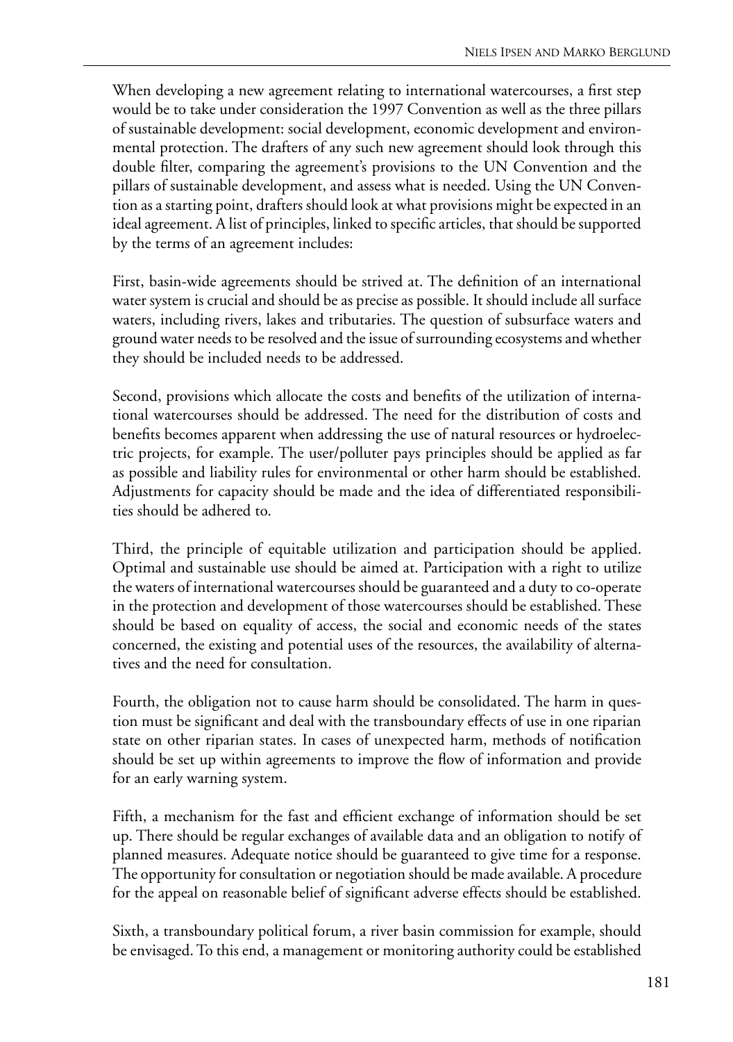When developing a new agreement relating to international watercourses, a first step would be to take under consideration the 1997 Convention as well as the three pillars of sustainable development: social development, economic development and environmental protection. The drafters of any such new agreement should look through this double filter, comparing the agreement's provisions to the UN Convention and the pillars of sustainable development, and assess what is needed. Using the UN Convention as a starting point, drafters should look at what provisions might be expected in an ideal agreement. A list of principles, linked to specific articles, that should be supported by the terms of an agreement includes:

First, basin-wide agreements should be strived at. The definition of an international water system is crucial and should be as precise as possible. It should include all surface waters, including rivers, lakes and tributaries. The question of subsurface waters and ground water needs to be resolved and the issue of surrounding ecosystems and whether they should be included needs to be addressed.

Second, provisions which allocate the costs and benefits of the utilization of international watercourses should be addressed. The need for the distribution of costs and benefits becomes apparent when addressing the use of natural resources or hydroelectric projects, for example. The user/polluter pays principles should be applied as far as possible and liability rules for environmental or other harm should be established. Adjustments for capacity should be made and the idea of differentiated responsibilities should be adhered to.

Third, the principle of equitable utilization and participation should be applied. Optimal and sustainable use should be aimed at. Participation with a right to utilize the waters of international watercourses should be guaranteed and a duty to co-operate in the protection and development of those watercourses should be established. These should be based on equality of access, the social and economic needs of the states concerned, the existing and potential uses of the resources, the availability of alternatives and the need for consultation.

Fourth, the obligation not to cause harm should be consolidated. The harm in question must be significant and deal with the transboundary effects of use in one riparian state on other riparian states. In cases of unexpected harm, methods of notification should be set up within agreements to improve the flow of information and provide for an early warning system.

Fifth, a mechanism for the fast and efficient exchange of information should be set up. There should be regular exchanges of available data and an obligation to notify of planned measures. Adequate notice should be guaranteed to give time for a response. The opportunity for consultation or negotiation should be made available. A procedure for the appeal on reasonable belief of significant adverse effects should be established.

Sixth, a transboundary political forum, a river basin commission for example, should be envisaged. To this end, a management or monitoring authority could be established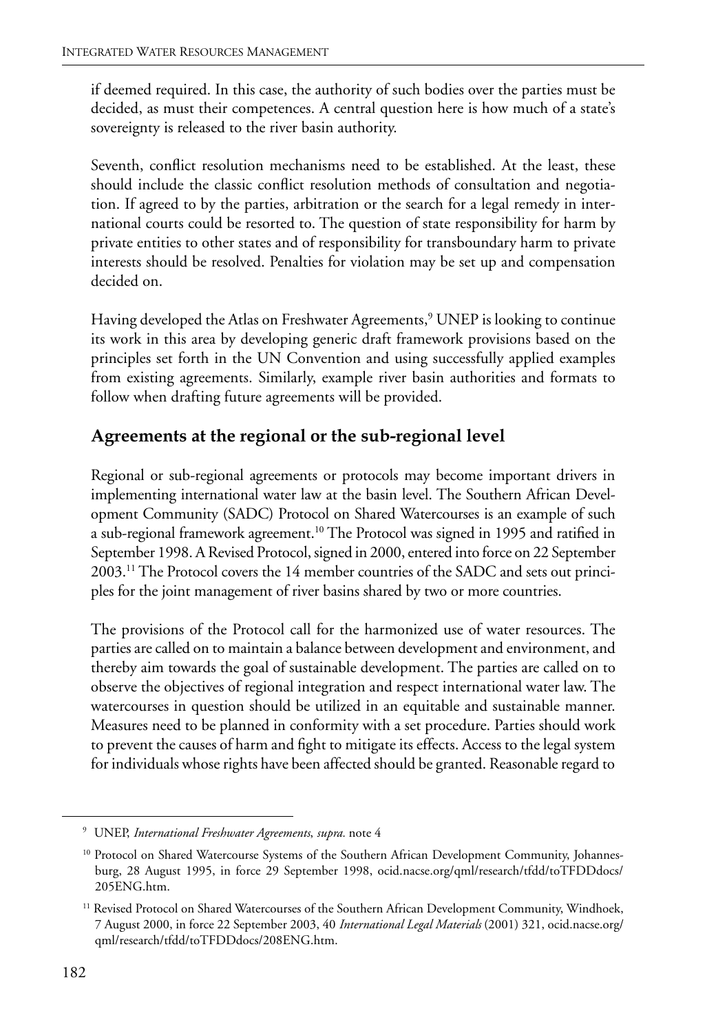if deemed required. In this case, the authority of such bodies over the parties must be decided, as must their competences. A central question here is how much of a state's sovereignty is released to the river basin authority.

Seventh, conflict resolution mechanisms need to be established. At the least, these should include the classic conflict resolution methods of consultation and negotiation. If agreed to by the parties, arbitration or the search for a legal remedy in international courts could be resorted to. The question of state responsibility for harm by private entities to other states and of responsibility for transboundary harm to private interests should be resolved. Penalties for violation may be set up and compensation decided on.

Having developed the Atlas on Freshwater Agreements,[9] UNEP is looking to continue its work in this area by developing generic draft framework provisions based on the principles set forth in the UN Convention and using successfully applied examples from existing agreements. Similarly, example river basin authorities and formats to follow when drafting future agreements will be provided.

## Agreements at the regional or the sub-regional level

Regional or sub-regional agreements or protocols may become important drivers in implementing international water law at the basin level. The Southern African Development Community (SADC) Protocol on Shared Watercourses is an example of such a sub-regional framework agreement.[10] The Protocol was signed in 1995 and ratified in September 1998. A Revised Protocol, signed in 2000, entered into force on 22 September 2003.[11] The Protocol covers the 14 member countries of the SADC and sets out principles for the joint management of river basins shared by two or more countries.

The provisions of the Protocol call for the harmonized use of water resources. The parties are called on to maintain a balance between development and environment, and thereby aim towards the goal of sustainable development. The parties are called on to observe the objectives of regional integration and respect international water law. The watercourses in question should be utilized in an equitable and sustainable manner. Measures need to be planned in conformity with a set procedure. Parties should work to prevent the causes of harm and fight to mitigate its effects. Access to the legal system for individuals whose rights have been affected should be granted. Reasonable regard to

---

[9] UNEP, *International Freshwater Agreements*, *supra.* note 4

[10] Protocol on Shared Watercourse Systems of the Southern African Development Community, Johannesburg, 28 August 1995, in force 29 September 1998, ocid.nacse.org/qml/research/tfdd/toTFDDdocs/205ENG.htm.

[11] Revised Protocol on Shared Watercourses of the Southern African Development Community, Windhoek, 7 August 2000, in force 22 September 2003, 40 *International Legal Materials* (2001) 321, ocid.nacse.org/qml/research/tfdd/toTFDDdocs/208ENG.htm.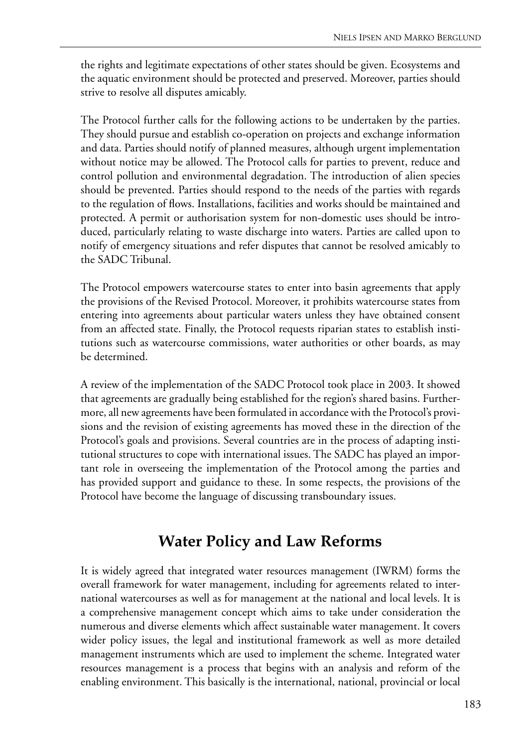the rights and legitimate expectations of other states should be given. Ecosystems and the aquatic environment should be protected and preserved. Moreover, parties should strive to resolve all disputes amicably.

The Protocol further calls for the following actions to be undertaken by the parties. They should pursue and establish co-operation on projects and exchange information and data. Parties should notify of planned measures, although urgent implementation without notice may be allowed. The Protocol calls for parties to prevent, reduce and control pollution and environmental degradation. The introduction of alien species should be prevented. Parties should respond to the needs of the parties with regards to the regulation of flows. Installations, facilities and works should be maintained and protected. A permit or authorisation system for non-domestic uses should be introduced, particularly relating to waste discharge into waters. Parties are called upon to notify of emergency situations and refer disputes that cannot be resolved amicably to the SADC Tribunal.

The Protocol empowers watercourse states to enter into basin agreements that apply the provisions of the Revised Protocol. Moreover, it prohibits watercourse states from entering into agreements about particular waters unless they have obtained consent from an affected state. Finally, the Protocol requests riparian states to establish institutions such as watercourse commissions, water authorities or other boards, as may be determined.

A review of the implementation of the SADC Protocol took place in 2003. It showed that agreements are gradually being established for the region's shared basins. Furthermore, all new agreements have been formulated in accordance with the Protocol's provisions and the revision of existing agreements has moved these in the direction of the Protocol's goals and provisions. Several countries are in the process of adapting institutional structures to cope with international issues. The SADC has played an important role in overseeing the implementation of the Protocol among the parties and has provided support and guidance to these. In some respects, the provisions of the Protocol have become the language of discussing transboundary issues.

## Water Policy and Law Reforms

It is widely agreed that integrated water resources management (IWRM) forms the overall framework for water management, including for agreements related to international watercourses as well as for management at the national and local levels. It is a comprehensive management concept which aims to take under consideration the numerous and diverse elements which affect sustainable water management. It covers wider policy issues, the legal and institutional framework as well as more detailed management instruments which are used to implement the scheme. Integrated water resources management is a process that begins with an analysis and reform of the enabling environment. This basically is the international, national, provincial or local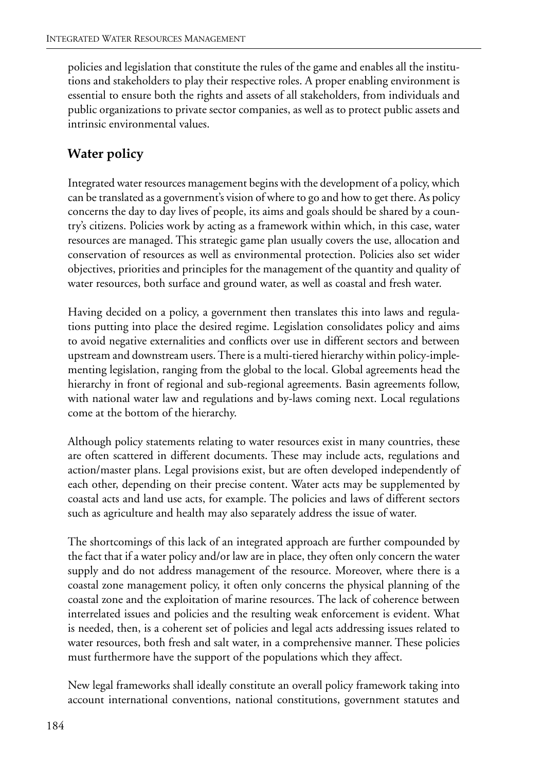policies and legislation that constitute the rules of the game and enables all the institutions and stakeholders to play their respective roles. A proper enabling environment is essential to ensure both the rights and assets of all stakeholders, from individuals and public organizations to private sector companies, as well as to protect public assets and intrinsic environmental values.

## Water policy

Integrated water resources management begins with the development of a policy, which can be translated as a government's vision of where to go and how to get there. As policy concerns the day to day lives of people, its aims and goals should be shared by a country's citizens. Policies work by acting as a framework within which, in this case, water resources are managed. This strategic game plan usually covers the use, allocation and conservation of resources as well as environmental protection. Policies also set wider objectives, priorities and principles for the management of the quantity and quality of water resources, both surface and ground water, as well as coastal and fresh water.

Having decided on a policy, a government then translates this into laws and regulations putting into place the desired regime. Legislation consolidates policy and aims to avoid negative externalities and conflicts over use in different sectors and between upstream and downstream users. There is a multi-tiered hierarchy within policy-implementing legislation, ranging from the global to the local. Global agreements head the hierarchy in front of regional and sub-regional agreements. Basin agreements follow, with national water law and regulations and by-laws coming next. Local regulations come at the bottom of the hierarchy.

Although policy statements relating to water resources exist in many countries, these are often scattered in different documents. These may include acts, regulations and action/master plans. Legal provisions exist, but are often developed independently of each other, depending on their precise content. Water acts may be supplemented by coastal acts and land use acts, for example. The policies and laws of different sectors such as agriculture and health may also separately address the issue of water.

The shortcomings of this lack of an integrated approach are further compounded by the fact that if a water policy and/or law are in place, they often only concern the water supply and do not address management of the resource. Moreover, where there is a coastal zone management policy, it often only concerns the physical planning of the coastal zone and the exploitation of marine resources. The lack of coherence between interrelated issues and policies and the resulting weak enforcement is evident. What is needed, then, is a coherent set of policies and legal acts addressing issues related to water resources, both fresh and salt water, in a comprehensive manner. These policies must furthermore have the support of the populations which they affect.

New legal frameworks shall ideally constitute an overall policy framework taking into account international conventions, national constitutions, government statutes and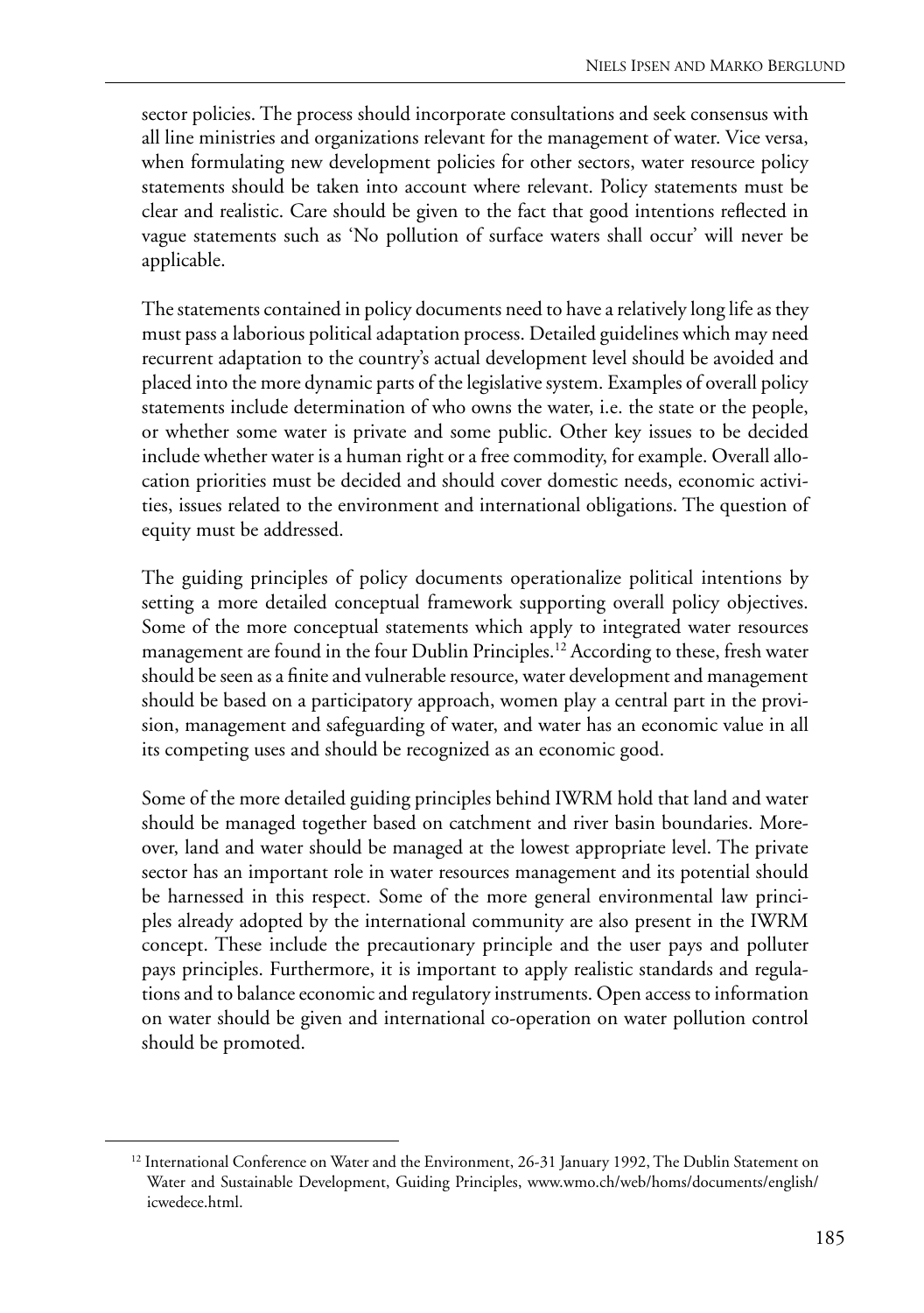sector policies. The process should incorporate consultations and seek consensus with all line ministries and organizations relevant for the management of water. Vice versa, when formulating new development policies for other sectors, water resource policy statements should be taken into account where relevant. Policy statements must be clear and realistic. Care should be given to the fact that good intentions reflected in vague statements such as 'No pollution of surface waters shall occur' will never be applicable.

The statements contained in policy documents need to have a relatively long life as they must pass a laborious political adaptation process. Detailed guidelines which may need recurrent adaptation to the country's actual development level should be avoided and placed into the more dynamic parts of the legislative system. Examples of overall policy statements include determination of who owns the water, i.e. the state or the people, or whether some water is private and some public. Other key issues to be decided include whether water is a human right or a free commodity, for example. Overall allocation priorities must be decided and should cover domestic needs, economic activities, issues related to the environment and international obligations. The question of equity must be addressed.

The guiding principles of policy documents operationalize political intentions by setting a more detailed conceptual framework supporting overall policy objectives. Some of the more conceptual statements which apply to integrated water resources management are found in the four Dublin Principles.[12] According to these, fresh water should be seen as a finite and vulnerable resource, water development and management should be based on a participatory approach, women play a central part in the provision, management and safeguarding of water, and water has an economic value in all its competing uses and should be recognized as an economic good.

Some of the more detailed guiding principles behind IWRM hold that land and water should be managed together based on catchment and river basin boundaries. Moreover, land and water should be managed at the lowest appropriate level. The private sector has an important role in water resources management and its potential should be harnessed in this respect. Some of the more general environmental law principles already adopted by the international community are also present in the IWRM concept. These include the precautionary principle and the user pays and polluter pays principles. Furthermore, it is important to apply realistic standards and regulations and to balance economic and regulatory instruments. Open access to information on water should be given and international co-operation on water pollution control should be promoted.

[12] International Conference on Water and the Environment, 26-31 January 1992, The Dublin Statement on Water and Sustainable Development, Guiding Principles, www.wmo.ch/web/homs/documents/english/icwedece.html.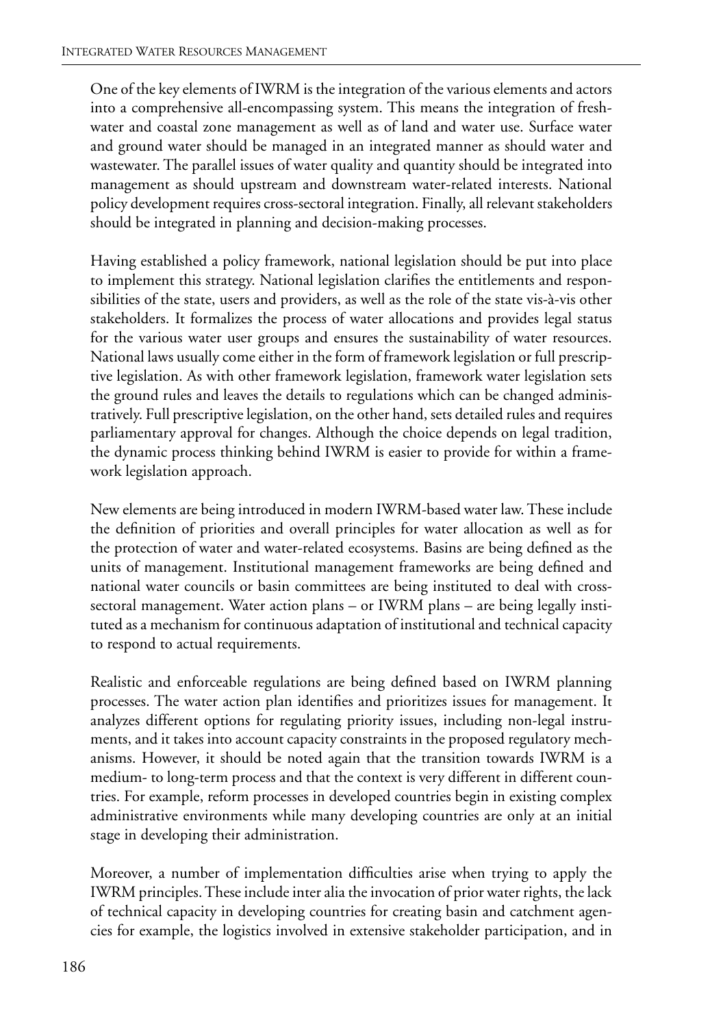One of the key elements of IWRM is the integration of the various elements and actors into a comprehensive all-encompassing system. This means the integration of freshwater and coastal zone management as well as of land and water use. Surface water and ground water should be managed in an integrated manner as should water and wastewater. The parallel issues of water quality and quantity should be integrated into management as should upstream and downstream water-related interests. National policy development requires cross-sectoral integration. Finally, all relevant stakeholders should be integrated in planning and decision-making processes.

Having established a policy framework, national legislation should be put into place to implement this strategy. National legislation clarifies the entitlements and responsibilities of the state, users and providers, as well as the role of the state vis-à-vis other stakeholders. It formalizes the process of water allocations and provides legal status for the various water user groups and ensures the sustainability of water resources. National laws usually come either in the form of framework legislation or full prescriptive legislation. As with other framework legislation, framework water legislation sets the ground rules and leaves the details to regulations which can be changed administratively. Full prescriptive legislation, on the other hand, sets detailed rules and requires parliamentary approval for changes. Although the choice depends on legal tradition, the dynamic process thinking behind IWRM is easier to provide for within a framework legislation approach.

New elements are being introduced in modern IWRM-based water law. These include the definition of priorities and overall principles for water allocation as well as for the protection of water and water-related ecosystems. Basins are being defined as the units of management. Institutional management frameworks are being defined and national water councils or basin committees are being instituted to deal with cross-sectoral management. Water action plans – or IWRM plans – are being legally instituted as a mechanism for continuous adaptation of institutional and technical capacity to respond to actual requirements.

Realistic and enforceable regulations are being defined based on IWRM planning processes. The water action plan identifies and prioritizes issues for management. It analyzes different options for regulating priority issues, including non-legal instruments, and it takes into account capacity constraints in the proposed regulatory mechanisms. However, it should be noted again that the transition towards IWRM is a medium- to long-term process and that the context is very different in different countries. For example, reform processes in developed countries begin in existing complex administrative environments while many developing countries are only at an initial stage in developing their administration.

Moreover, a number of implementation difficulties arise when trying to apply the IWRM principles. These include inter alia the invocation of prior water rights, the lack of technical capacity in developing countries for creating basin and catchment agencies for example, the logistics involved in extensive stakeholder participation, and in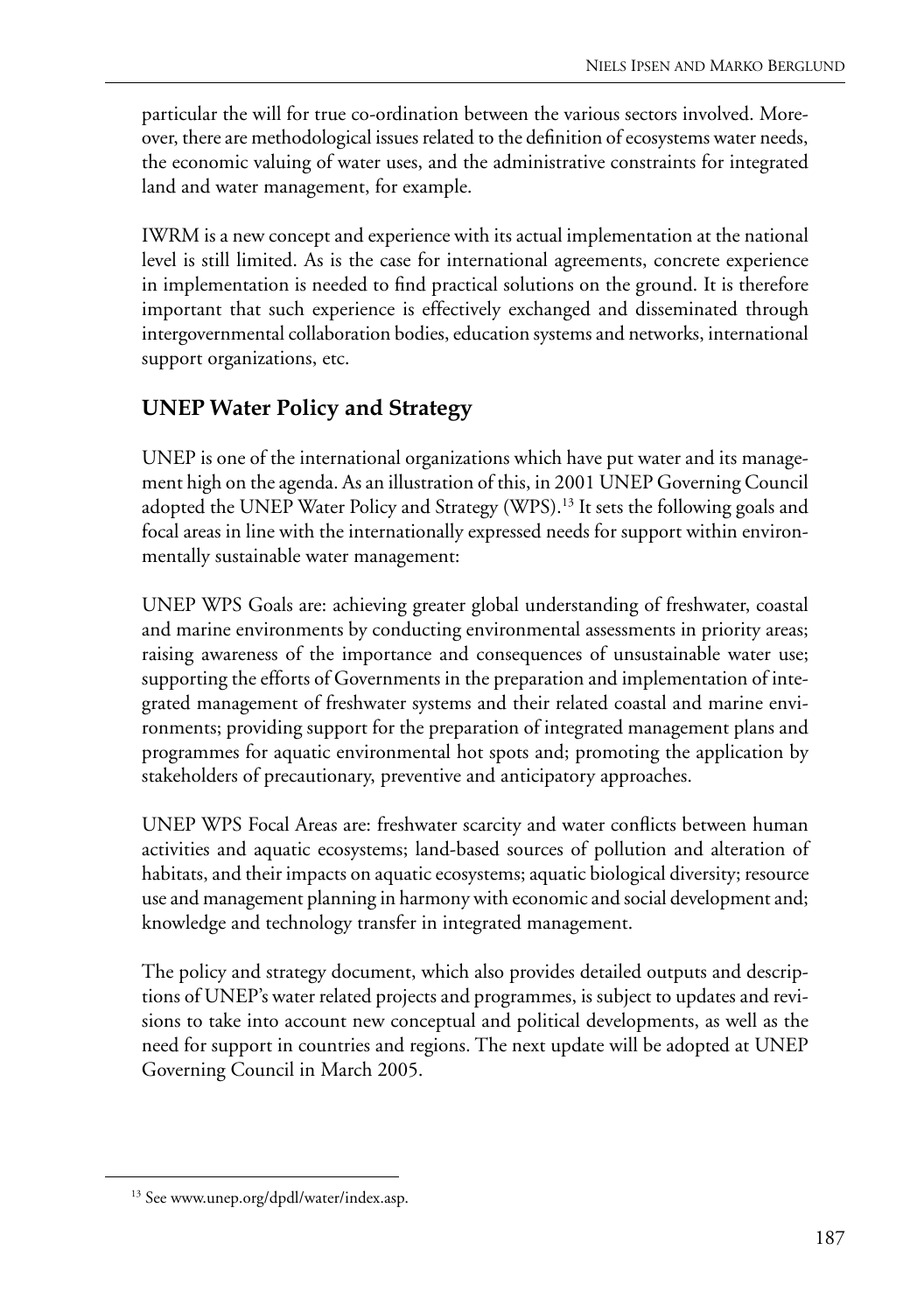particular the will for true co-ordination between the various sectors involved. Moreover, there are methodological issues related to the definition of ecosystems water needs, the economic valuing of water uses, and the administrative constraints for integrated land and water management, for example.

IWRM is a new concept and experience with its actual implementation at the national level is still limited. As is the case for international agreements, concrete experience in implementation is needed to find practical solutions on the ground. It is therefore important that such experience is effectively exchanged and disseminated through intergovernmental collaboration bodies, education systems and networks, international support organizations, etc.

## UNEP Water Policy and Strategy

UNEP is one of the international organizations which have put water and its management high on the agenda. As an illustration of this, in 2001 UNEP Governing Council adopted the UNEP Water Policy and Strategy (WPS).[13] It sets the following goals and focal areas in line with the internationally expressed needs for support within environmentally sustainable water management:

UNEP WPS Goals are: achieving greater global understanding of freshwater, coastal and marine environments by conducting environmental assessments in priority areas; raising awareness of the importance and consequences of unsustainable water use; supporting the efforts of Governments in the preparation and implementation of integrated management of freshwater systems and their related coastal and marine environments; providing support for the preparation of integrated management plans and programmes for aquatic environmental hot spots and; promoting the application by stakeholders of precautionary, preventive and anticipatory approaches.

UNEP WPS Focal Areas are: freshwater scarcity and water conflicts between human activities and aquatic ecosystems; land-based sources of pollution and alteration of habitats, and their impacts on aquatic ecosystems; aquatic biological diversity; resource use and management planning in harmony with economic and social development and; knowledge and technology transfer in integrated management.

The policy and strategy document, which also provides detailed outputs and descriptions of UNEP's water related projects and programmes, is subject to updates and revisions to take into account new conceptual and political developments, as well as the need for support in countries and regions. The next update will be adopted at UNEP Governing Council in March 2005.

[13] See www.unep.org/dpdl/water/index.asp.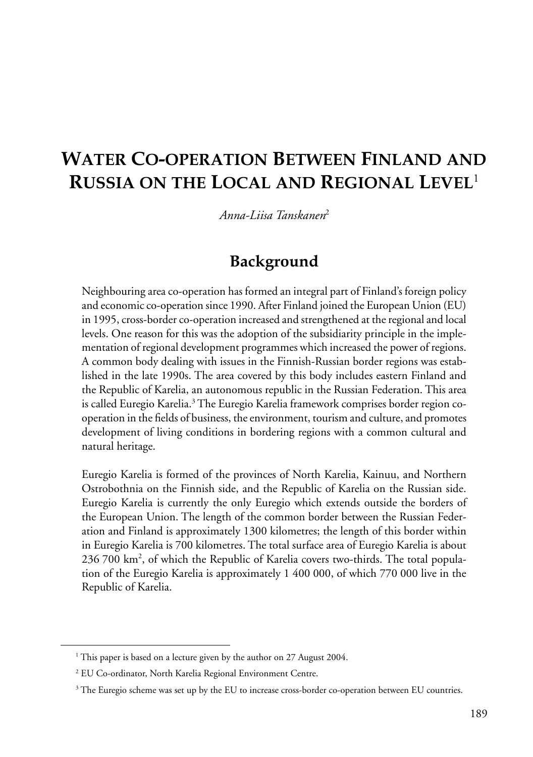# WATER CO-OPERATION BETWEEN FINLAND AND RUSSIA ON THE LOCAL AND REGIONAL LEVEL[1]

*Anna-Liisa Tanskanen*[2]

## Background

Neighbouring area co-operation has formed an integral part of Finland's foreign policy and economic co-operation since 1990. After Finland joined the European Union (EU) in 1995, cross-border co-operation increased and strengthened at the regional and local levels. One reason for this was the adoption of the subsidiarity principle in the implementation of regional development programmes which increased the power of regions. A common body dealing with issues in the Finnish-Russian border regions was established in the late 1990s. The area covered by this body includes eastern Finland and the Republic of Karelia, an autonomous republic in the Russian Federation. This area is called Euregio Karelia.[3] The Euregio Karelia framework comprises border region co-operation in the fields of business, the environment, tourism and culture, and promotes development of living conditions in bordering regions with a common cultural and natural heritage.

Euregio Karelia is formed of the provinces of North Karelia, Kainuu, and Northern Ostrobothnia on the Finnish side, and the Republic of Karelia on the Russian side. Euregio Karelia is currently the only Euregio which extends outside the borders of the European Union. The length of the common border between the Russian Federation and Finland is approximately 1300 kilometres; the length of this border within in Euregio Karelia is 700 kilometres. The total surface area of Euregio Karelia is about 236 700 km$^2$, of which the Republic of Karelia covers two-thirds. The total population of the Euregio Karelia is approximately 1 400 000, of which 770 000 live in the Republic of Karelia.

---

[1] This paper is based on a lecture given by the author on 27 August 2004.

[2] EU Co-ordinator, North Karelia Regional Environment Centre.

[3] The Euregio scheme was set up by the EU to increase cross-border co-operation between EU countries.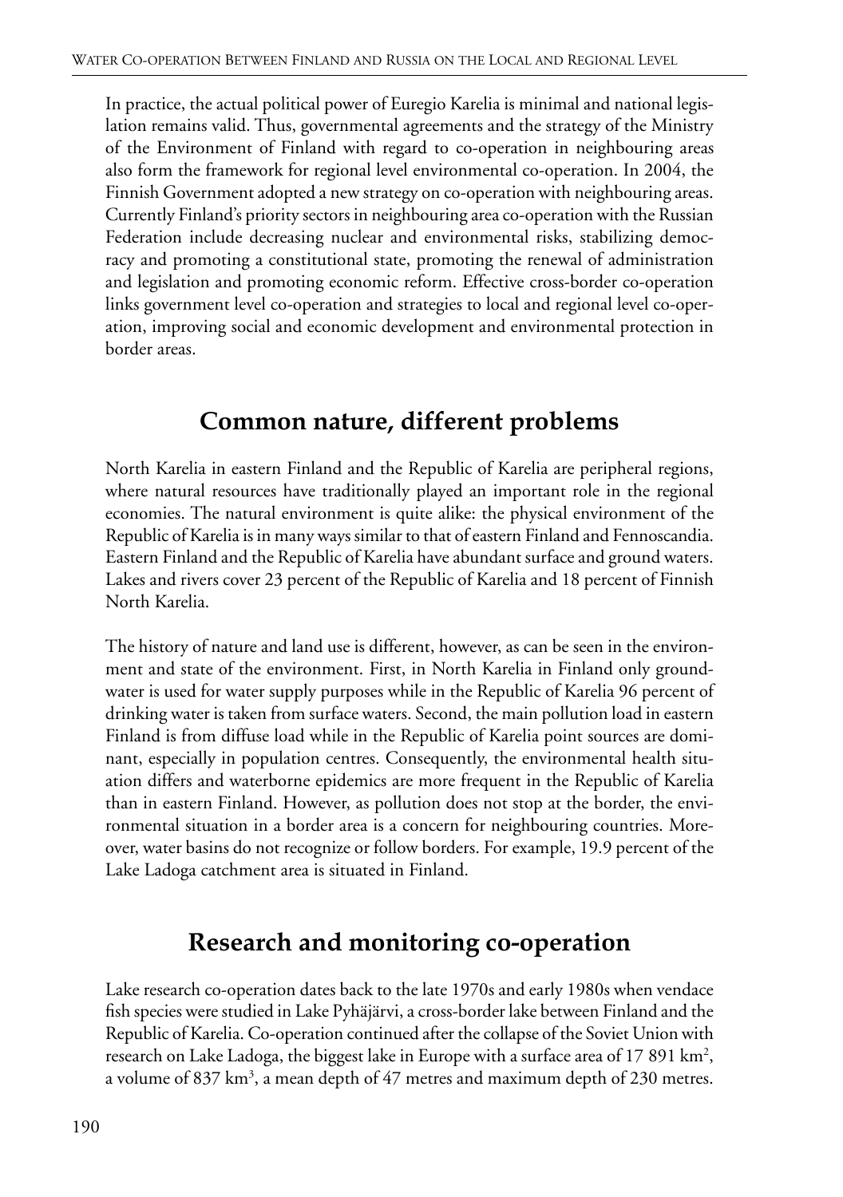In practice, the actual political power of Euregio Karelia is minimal and national legislation remains valid. Thus, governmental agreements and the strategy of the Ministry of the Environment of Finland with regard to co-operation in neighbouring areas also form the framework for regional level environmental co-operation. In 2004, the Finnish Government adopted a new strategy on co-operation with neighbouring areas. Currently Finland's priority sectors in neighbouring area co-operation with the Russian Federation include decreasing nuclear and environmental risks, stabilizing democracy and promoting a constitutional state, promoting the renewal of administration and legislation and promoting economic reform. Effective cross-border co-operation links government level co-operation and strategies to local and regional level co-operation, improving social and economic development and environmental protection in border areas.

## Common nature, different problems

North Karelia in eastern Finland and the Republic of Karelia are peripheral regions, where natural resources have traditionally played an important role in the regional economies. The natural environment is quite alike: the physical environment of the Republic of Karelia is in many ways similar to that of eastern Finland and Fennoscandia. Eastern Finland and the Republic of Karelia have abundant surface and ground waters. Lakes and rivers cover 23 percent of the Republic of Karelia and 18 percent of Finnish North Karelia.

The history of nature and land use is different, however, as can be seen in the environment and state of the environment. First, in North Karelia in Finland only groundwater is used for water supply purposes while in the Republic of Karelia 96 percent of drinking water is taken from surface waters. Second, the main pollution load in eastern Finland is from diffuse load while in the Republic of Karelia point sources are dominant, especially in population centres. Consequently, the environmental health situation differs and waterborne epidemics are more frequent in the Republic of Karelia than in eastern Finland. However, as pollution does not stop at the border, the environmental situation in a border area is a concern for neighbouring countries. Moreover, water basins do not recognize or follow borders. For example, 19.9 percent of the Lake Ladoga catchment area is situated in Finland.

## Research and monitoring co-operation

Lake research co-operation dates back to the late 1970s and early 1980s when vendace fish species were studied in Lake Pyhäjärvi, a cross-border lake between Finland and the Republic of Karelia. Co-operation continued after the collapse of the Soviet Union with research on Lake Ladoga, the biggest lake in Europe with a surface area of 17 891 $km^2$, a volume of 837 $km^3$, a mean depth of 47 metres and maximum depth of 230 metres.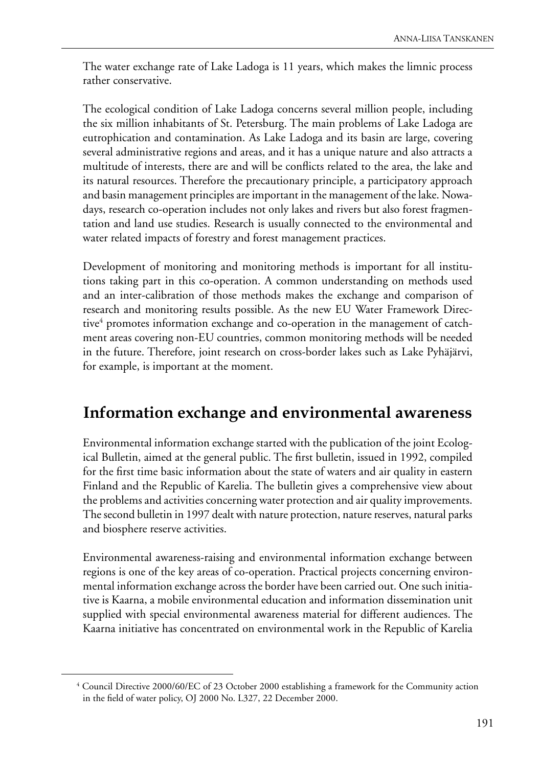The water exchange rate of Lake Ladoga is 11 years, which makes the limnic process rather conservative.

The ecological condition of Lake Ladoga concerns several million people, including the six million inhabitants of St. Petersburg. The main problems of Lake Ladoga are eutrophication and contamination. As Lake Ladoga and its basin are large, covering several administrative regions and areas, and it has a unique nature and also attracts a multitude of interests, there are and will be conflicts related to the area, the lake and its natural resources. Therefore the precautionary principle, a participatory approach and basin management principles are important in the management of the lake. Nowadays, research co-operation includes not only lakes and rivers but also forest fragmentation and land use studies. Research is usually connected to the environmental and water related impacts of forestry and forest management practices.

Development of monitoring and monitoring methods is important for all institutions taking part in this co-operation. A common understanding on methods used and an inter-calibration of those methods makes the exchange and comparison of research and monitoring results possible. As the new EU Water Framework Directive[4] promotes information exchange and co-operation in the management of catchment areas covering non-EU countries, common monitoring methods will be needed in the future. Therefore, joint research on cross-border lakes such as Lake Pyhäjärvi, for example, is important at the moment.

## Information exchange and environmental awareness

Environmental information exchange started with the publication of the joint Ecological Bulletin, aimed at the general public. The first bulletin, issued in 1992, compiled for the first time basic information about the state of waters and air quality in eastern Finland and the Republic of Karelia. The bulletin gives a comprehensive view about the problems and activities concerning water protection and air quality improvements. The second bulletin in 1997 dealt with nature protection, nature reserves, natural parks and biosphere reserve activities.

Environmental awareness-raising and environmental information exchange between regions is one of the key areas of co-operation. Practical projects concerning environmental information exchange across the border have been carried out. One such initiative is Kaarna, a mobile environmental education and information dissemination unit supplied with special environmental awareness material for different audiences. The Kaarna initiative has concentrated on environmental work in the Republic of Karelia

---

[4] Council Directive 2000/60/EC of 23 October 2000 establishing a framework for the Community action in the field of water policy, OJ 2000 No. L327, 22 December 2000.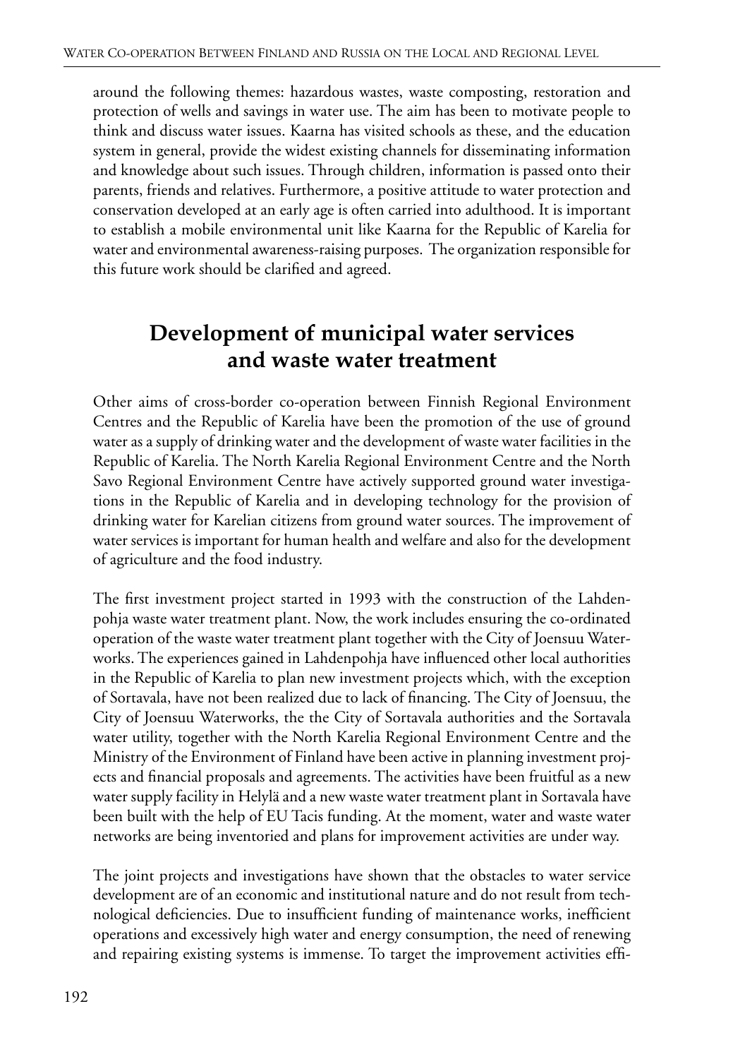around the following themes: hazardous wastes, waste composting, restoration and protection of wells and savings in water use. The aim has been to motivate people to think and discuss water issues. Kaarna has visited schools as these, and the education system in general, provide the widest existing channels for disseminating information and knowledge about such issues. Through children, information is passed onto their parents, friends and relatives. Furthermore, a positive attitude to water protection and conservation developed at an early age is often carried into adulthood. It is important to establish a mobile environmental unit like Kaarna for the Republic of Karelia for water and environmental awareness-raising purposes. The organization responsible for this future work should be clarified and agreed.

## Development of municipal water services and waste water treatment

Other aims of cross-border co-operation between Finnish Regional Environment Centres and the Republic of Karelia have been the promotion of the use of ground water as a supply of drinking water and the development of waste water facilities in the Republic of Karelia. The North Karelia Regional Environment Centre and the North Savo Regional Environment Centre have actively supported ground water investigations in the Republic of Karelia and in developing technology for the provision of drinking water for Karelian citizens from ground water sources. The improvement of water services is important for human health and welfare and also for the development of agriculture and the food industry.

The first investment project started in 1993 with the construction of the Lahdenpohja waste water treatment plant. Now, the work includes ensuring the co-ordinated operation of the waste water treatment plant together with the City of Joensuu Waterworks. The experiences gained in Lahdenpohja have influenced other local authorities in the Republic of Karelia to plan new investment projects which, with the exception of Sortavala, have not been realized due to lack of financing. The City of Joensuu, the City of Joensuu Waterworks, the the City of Sortavala authorities and the Sortavala water utility, together with the North Karelia Regional Environment Centre and the Ministry of the Environment of Finland have been active in planning investment projects and financial proposals and agreements. The activities have been fruitful as a new water supply facility in Helylä and a new waste water treatment plant in Sortavala have been built with the help of EU Tacis funding. At the moment, water and waste water networks are being inventoried and plans for improvement activities are under way.

The joint projects and investigations have shown that the obstacles to water service development are of an economic and institutional nature and do not result from technological deficiencies. Due to insufficient funding of maintenance works, inefficient operations and excessively high water and energy consumption, the need of renewing and repairing existing systems is immense. To target the improvement activities effi-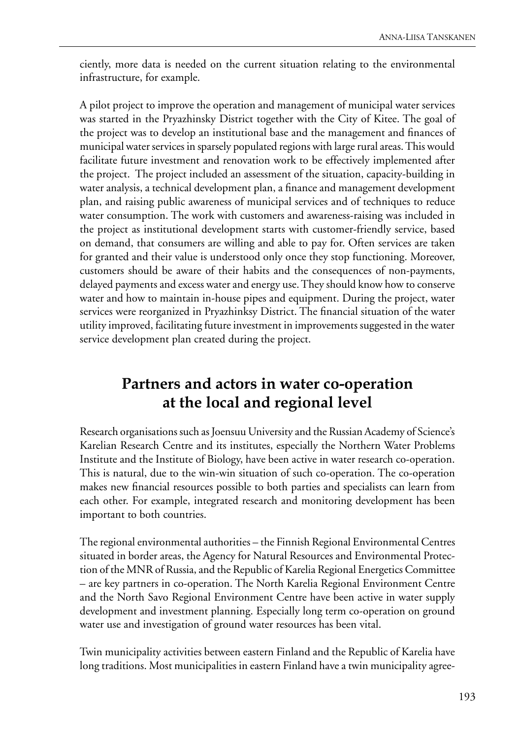ciently, more data is needed on the current situation relating to the environmental infrastructure, for example.

A pilot project to improve the operation and management of municipal water services was started in the Pryazhinsky District together with the City of Kitee. The goal of the project was to develop an institutional base and the management and finances of municipal water services in sparsely populated regions with large rural areas. This would facilitate future investment and renovation work to be effectively implemented after the project. The project included an assessment of the situation, capacity-building in water analysis, a technical development plan, a finance and management development plan, and raising public awareness of municipal services and of techniques to reduce water consumption. The work with customers and awareness-raising was included in the project as institutional development starts with customer-friendly service, based on demand, that consumers are willing and able to pay for. Often services are taken for granted and their value is understood only once they stop functioning. Moreover, customers should be aware of their habits and the consequences of non-payments, delayed payments and excess water and energy use. They should know how to conserve water and how to maintain in-house pipes and equipment. During the project, water services were reorganized in Pryazhinksy District. The financial situation of the water utility improved, facilitating future investment in improvements suggested in the water service development plan created during the project.

## Partners and actors in water co-operation at the local and regional level

Research organisations such as Joensuu University and the Russian Academy of Science's Karelian Research Centre and its institutes, especially the Northern Water Problems Institute and the Institute of Biology, have been active in water research co-operation. This is natural, due to the win-win situation of such co-operation. The co-operation makes new financial resources possible to both parties and specialists can learn from each other. For example, integrated research and monitoring development has been important to both countries.

The regional environmental authorities – the Finnish Regional Environmental Centres situated in border areas, the Agency for Natural Resources and Environmental Protection of the MNR of Russia, and the Republic of Karelia Regional Energetics Committee – are key partners in co-operation. The North Karelia Regional Environment Centre and the North Savo Regional Environment Centre have been active in water supply development and investment planning. Especially long term co-operation on ground water use and investigation of ground water resources has been vital.

Twin municipality activities between eastern Finland and the Republic of Karelia have long traditions. Most municipalities in eastern Finland have a twin municipality agree-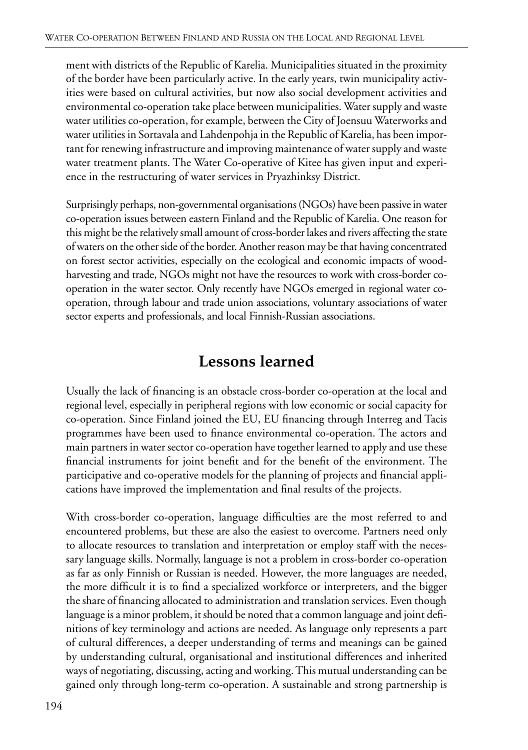ment with districts of the Republic of Karelia. Municipalities situated in the proximity of the border have been particularly active. In the early years, twin municipality activities were based on cultural activities, but now also social development activities and environmental co-operation take place between municipalities. Water supply and waste water utilities co-operation, for example, between the City of Joensuu Waterworks and water utilities in Sortavala and Lahdenpohja in the Republic of Karelia, has been important for renewing infrastructure and improving maintenance of water supply and waste water treatment plants. The Water Co-operative of Kitee has given input and experience in the restructuring of water services in Pryazhinksy District.

Surprisingly perhaps, non-governmental organisations (NGOs) have been passive in water co-operation issues between eastern Finland and the Republic of Karelia. One reason for this might be the relatively small amount of cross-border lakes and rivers affecting the state of waters on the other side of the border. Another reason may be that having concentrated on forest sector activities, especially on the ecological and economic impacts of wood-harvesting and trade, NGOs might not have the resources to work with cross-border co-operation in the water sector. Only recently have NGOs emerged in regional water co-operation, through labour and trade union associations, voluntary associations of water sector experts and professionals, and local Finnish-Russian associations.

## Lessons learned

Usually the lack of financing is an obstacle cross-border co-operation at the local and regional level, especially in peripheral regions with low economic or social capacity for co-operation. Since Finland joined the EU, EU financing through Interreg and Tacis programmes have been used to finance environmental co-operation. The actors and main partners in water sector co-operation have together learned to apply and use these financial instruments for joint benefit and for the benefit of the environment. The participative and co-operative models for the planning of projects and financial applications have improved the implementation and final results of the projects.

With cross-border co-operation, language difficulties are the most referred to and encountered problems, but these are also the easiest to overcome. Partners need only to allocate resources to translation and interpretation or employ staff with the necessary language skills. Normally, language is not a problem in cross-border co-operation as far as only Finnish or Russian is needed. However, the more languages are needed, the more difficult it is to find a specialized workforce or interpreters, and the bigger the share of financing allocated to administration and translation services. Even though language is a minor problem, it should be noted that a common language and joint definitions of key terminology and actions are needed. As language only represents a part of cultural differences, a deeper understanding of terms and meanings can be gained by understanding cultural, organisational and institutional differences and inherited ways of negotiating, discussing, acting and working. This mutual understanding can be gained only through long-term co-operation. A sustainable and strong partnership is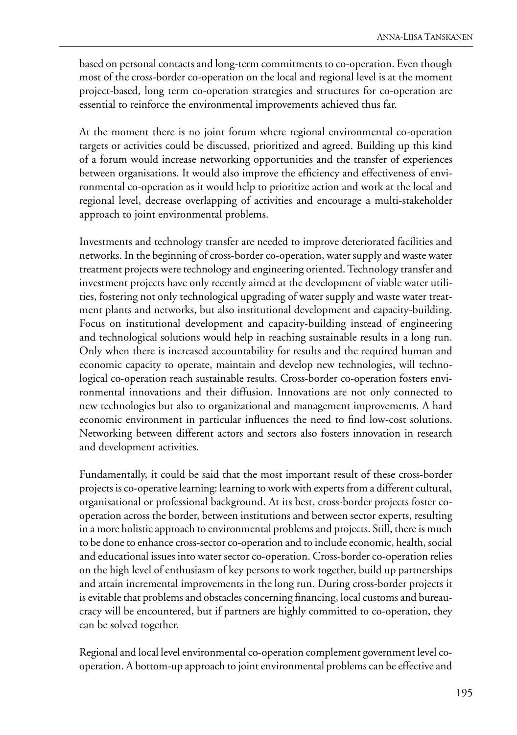based on personal contacts and long-term commitments to co-operation. Even though most of the cross-border co-operation on the local and regional level is at the moment project-based, long term co-operation strategies and structures for co-operation are essential to reinforce the environmental improvements achieved thus far.

At the moment there is no joint forum where regional environmental co-operation targets or activities could be discussed, prioritized and agreed. Building up this kind of a forum would increase networking opportunities and the transfer of experiences between organisations. It would also improve the efficiency and effectiveness of environmental co-operation as it would help to prioritize action and work at the local and regional level, decrease overlapping of activities and encourage a multi-stakeholder approach to joint environmental problems.

Investments and technology transfer are needed to improve deteriorated facilities and networks. In the beginning of cross-border co-operation, water supply and waste water treatment projects were technology and engineering oriented. Technology transfer and investment projects have only recently aimed at the development of viable water utilities, fostering not only technological upgrading of water supply and waste water treatment plants and networks, but also institutional development and capacity-building. Focus on institutional development and capacity-building instead of engineering and technological solutions would help in reaching sustainable results in a long run. Only when there is increased accountability for results and the required human and economic capacity to operate, maintain and develop new technologies, will technological co-operation reach sustainable results. Cross-border co-operation fosters environmental innovations and their diffusion. Innovations are not only connected to new technologies but also to organizational and management improvements. A hard economic environment in particular influences the need to find low-cost solutions. Networking between different actors and sectors also fosters innovation in research and development activities.

Fundamentally, it could be said that the most important result of these cross-border projects is co-operative learning: learning to work with experts from a different cultural, organisational or professional background. At its best, cross-border projects foster co-operation across the border, between institutions and between sector experts, resulting in a more holistic approach to environmental problems and projects. Still, there is much to be done to enhance cross-sector co-operation and to include economic, health, social and educational issues into water sector co-operation. Cross-border co-operation relies on the high level of enthusiasm of key persons to work together, build up partnerships and attain incremental improvements in the long run. During cross-border projects it is evitable that problems and obstacles concerning financing, local customs and bureaucracy will be encountered, but if partners are highly committed to co-operation, they can be solved together.

Regional and local level environmental co-operation complement government level co-operation. A bottom-up approach to joint environmental problems can be effective and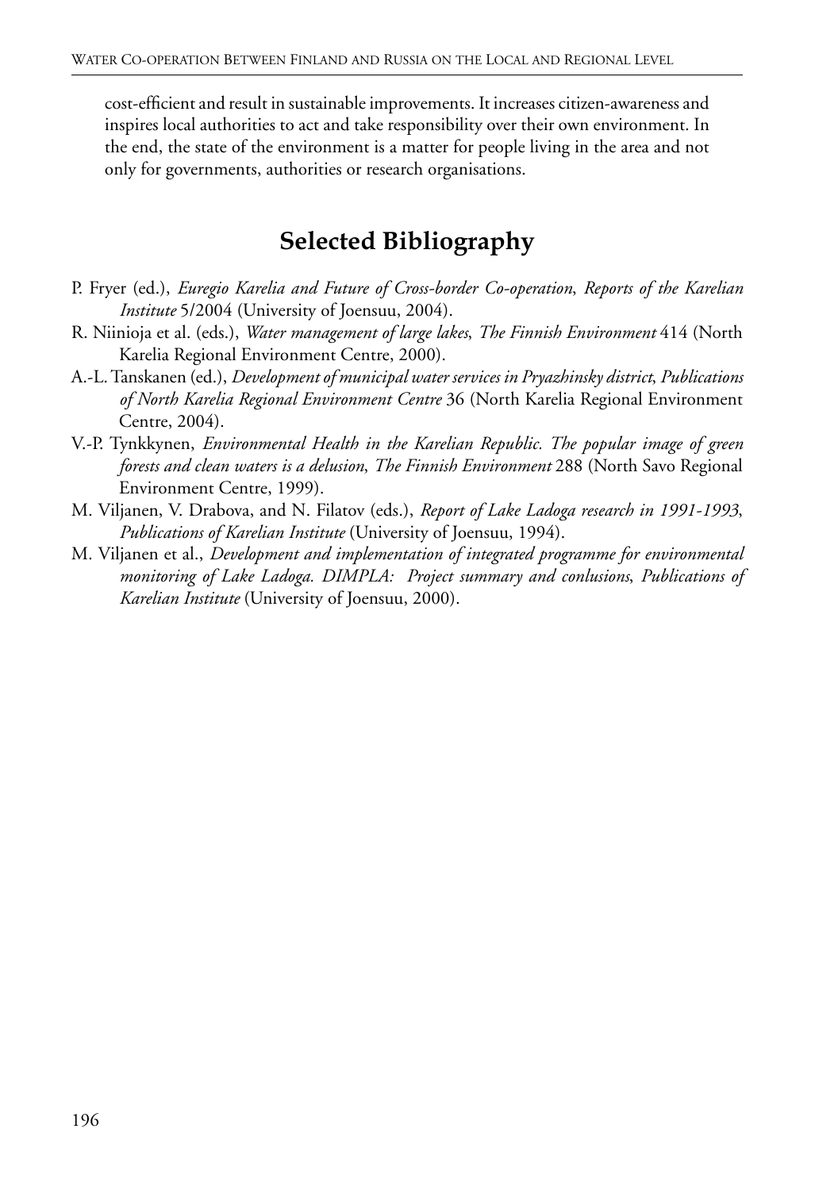cost-efficient and result in sustainable improvements. It increases citizen-awareness and inspires local authorities to act and take responsibility over their own environment. In the end, the state of the environment is a matter for people living in the area and not only for governments, authorities or research organisations.

## Selected Bibliography

P. Fryer (ed.), *Euregio Karelia and Future of Cross-border Co-operation*, *Reports of the Karelian Institute* 5/2004 (University of Joensuu, 2004).

R. Niinioja et al. (eds.), *Water management of large lakes*, *The Finnish Environment* 414 (North Karelia Regional Environment Centre, 2000).

A.-L. Tanskanen (ed.), *Development of municipal water services in Pryazhinsky district*, *Publications of North Karelia Regional Environment Centre* 36 (North Karelia Regional Environment Centre, 2004).

V.-P. Tynkkynen, *Environmental Health in the Karelian Republic. The popular image of green forests and clean waters is a delusion*, *The Finnish Environment* 288 (North Savo Regional Environment Centre, 1999).

M. Viljanen, V. Drabova, and N. Filatov (eds.), *Report of Lake Ladoga research in 1991-1993*, *Publications of Karelian Institute* (University of Joensuu, 1994).

M. Viljanen et al., *Development and implementation of integrated programme for environmental monitoring of Lake Ladoga. DIMPLA: Project summary and conlusions*, *Publications of Karelian Institute* (University of Joensuu, 2000).